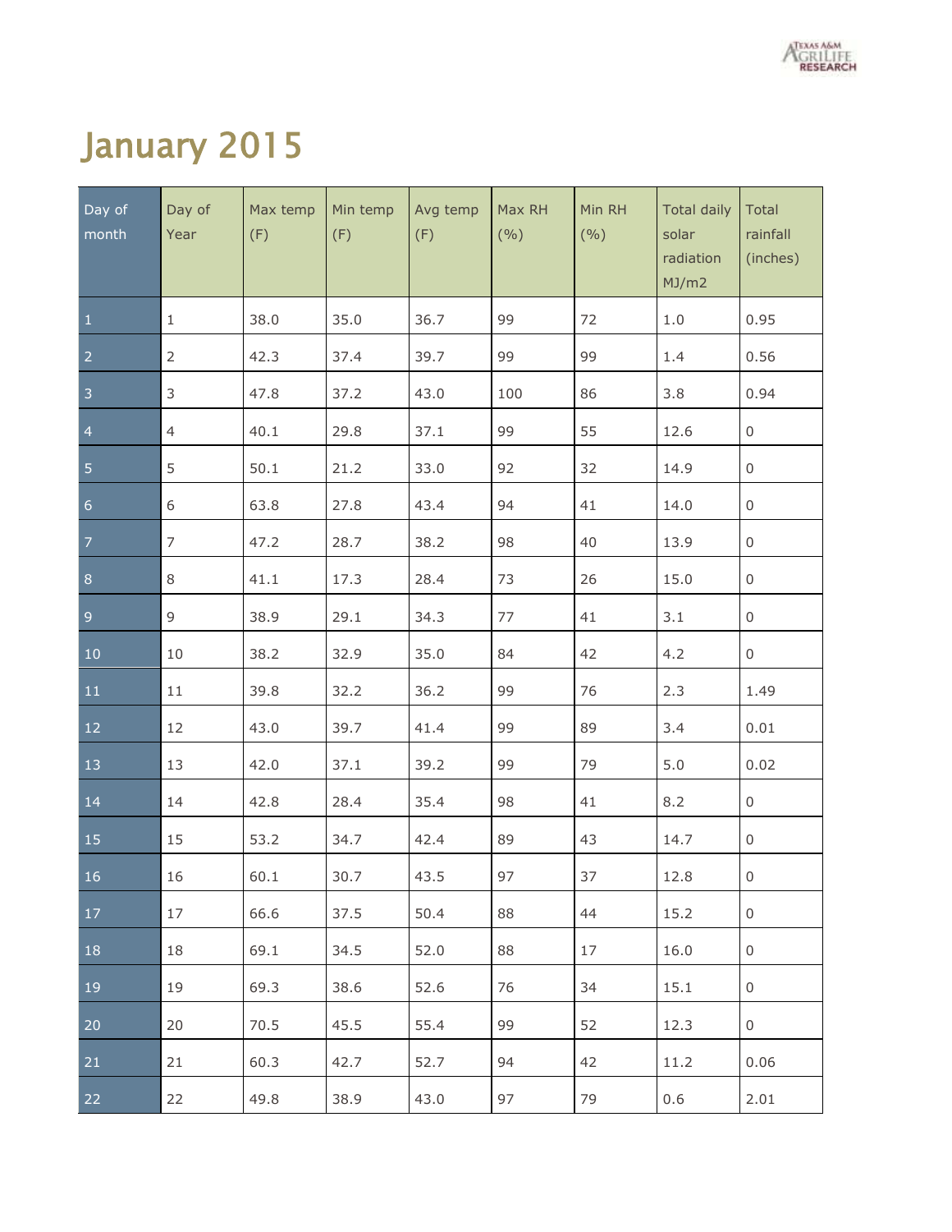# January 2015

| Day of month | Day of Year | Max temp (F) | Min temp (F) | Avg temp (F) | Max RH (%) | Min RH (%) | Total daily solar radiation MJ/m2 | Total rainfall (inches) |
|---|---|---|---|---|---|---|---|---|
| 1 | 1 | 38.0 | 35.0 | 36.7 | 99 | 72 | 1.0 | 0.95 |
| 2 | 2 | 42.3 | 37.4 | 39.7 | 99 | 99 | 1.4 | 0.56 |
| 3 | 3 | 47.8 | 37.2 | 43.0 | 100 | 86 | 3.8 | 0.94 |
| 4 | 4 | 40.1 | 29.8 | 37.1 | 99 | 55 | 12.6 | 0 |
| 5 | 5 | 50.1 | 21.2 | 33.0 | 92 | 32 | 14.9 | 0 |
| 6 | 6 | 63.8 | 27.8 | 43.4 | 94 | 41 | 14.0 | 0 |
| 7 | 7 | 47.2 | 28.7 | 38.2 | 98 | 40 | 13.9 | 0 |
| 8 | 8 | 41.1 | 17.3 | 28.4 | 73 | 26 | 15.0 | 0 |
| 9 | 9 | 38.9 | 29.1 | 34.3 | 77 | 41 | 3.1 | 0 |
| 10 | 10 | 38.2 | 32.9 | 35.0 | 84 | 42 | 4.2 | 0 |
| 11 | 11 | 39.8 | 32.2 | 36.2 | 99 | 76 | 2.3 | 1.49 |
| 12 | 12 | 43.0 | 39.7 | 41.4 | 99 | 89 | 3.4 | 0.01 |
| 13 | 13 | 42.0 | 37.1 | 39.2 | 99 | 79 | 5.0 | 0.02 |
| 14 | 14 | 42.8 | 28.4 | 35.4 | 98 | 41 | 8.2 | 0 |
| 15 | 15 | 53.2 | 34.7 | 42.4 | 89 | 43 | 14.7 | 0 |
| 16 | 16 | 60.1 | 30.7 | 43.5 | 97 | 37 | 12.8 | 0 |
| 17 | 17 | 66.6 | 37.5 | 50.4 | 88 | 44 | 15.2 | 0 |
| 18 | 18 | 69.1 | 34.5 | 52.0 | 88 | 17 | 16.0 | 0 |
| 19 | 19 | 69.3 | 38.6 | 52.6 | 76 | 34 | 15.1 | 0 |
| 20 | 20 | 70.5 | 45.5 | 55.4 | 99 | 52 | 12.3 | 0 |
| 21 | 21 | 60.3 | 42.7 | 52.7 | 94 | 42 | 11.2 | 0.06 |
| 22 | 22 | 49.8 | 38.9 | 43.0 | 97 | 79 | 0.6 | 2.01 |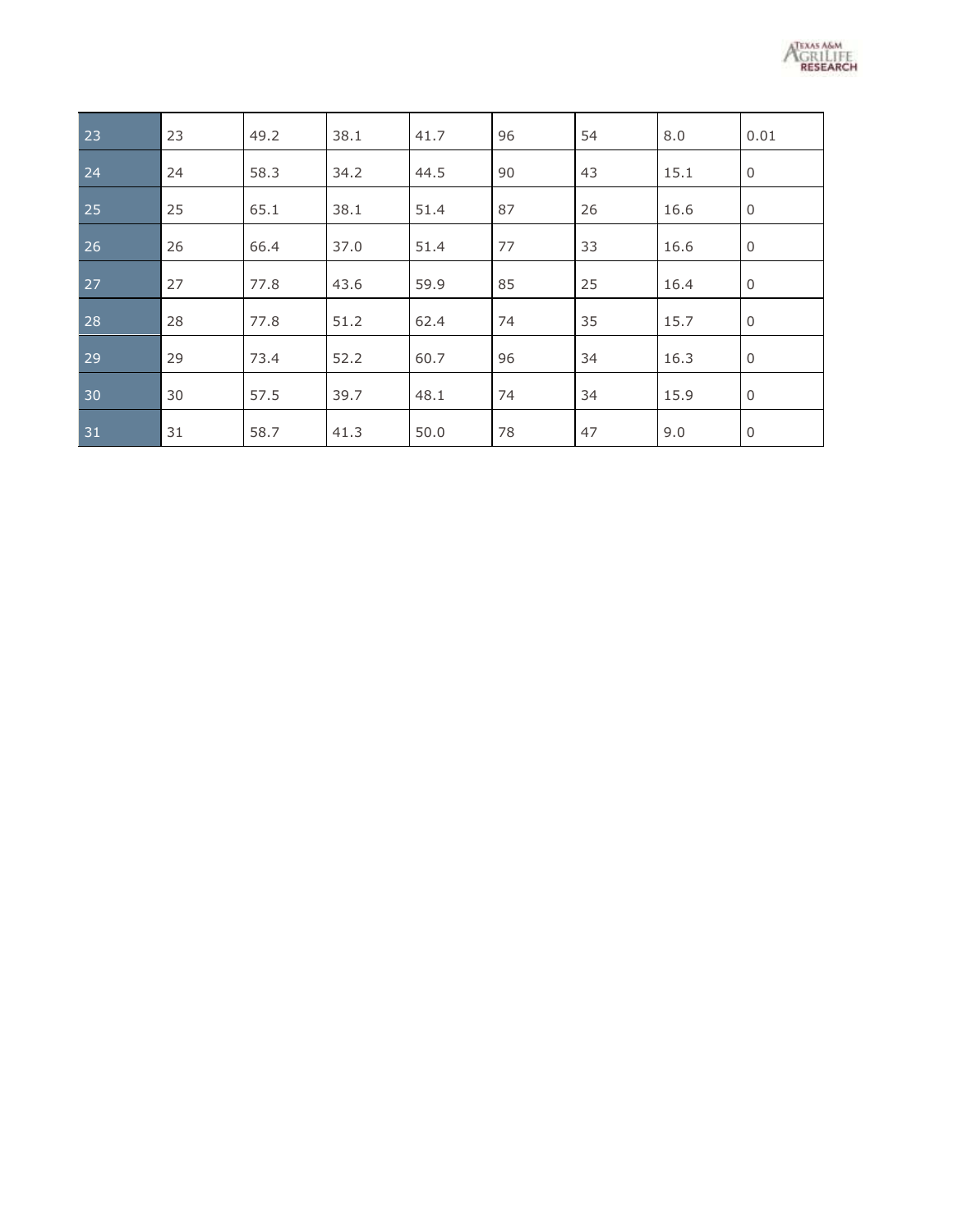| | | | | | | | | |
|---|---|---|---|---|---|---|---|---|
| 23 | 23 | 49.2 | 38.1 | 41.7 | 96 | 54 | 8.0 | 0.01 |
| 24 | 24 | 58.3 | 34.2 | 44.5 | 90 | 43 | 15.1 | 0 |
| 25 | 25 | 65.1 | 38.1 | 51.4 | 87 | 26 | 16.6 | 0 |
| 26 | 26 | 66.4 | 37.0 | 51.4 | 77 | 33 | 16.6 | 0 |
| 27 | 27 | 77.8 | 43.6 | 59.9 | 85 | 25 | 16.4 | 0 |
| 28 | 28 | 77.8 | 51.2 | 62.4 | 74 | 35 | 15.7 | 0 |
| 29 | 29 | 73.4 | 52.2 | 60.7 | 96 | 34 | 16.3 | 0 |
| 30 | 30 | 57.5 | 39.7 | 48.1 | 74 | 34 | 15.9 | 0 |
| 31 | 31 | 58.7 | 41.3 | 50.0 | 78 | 47 | 9.0 | 0 |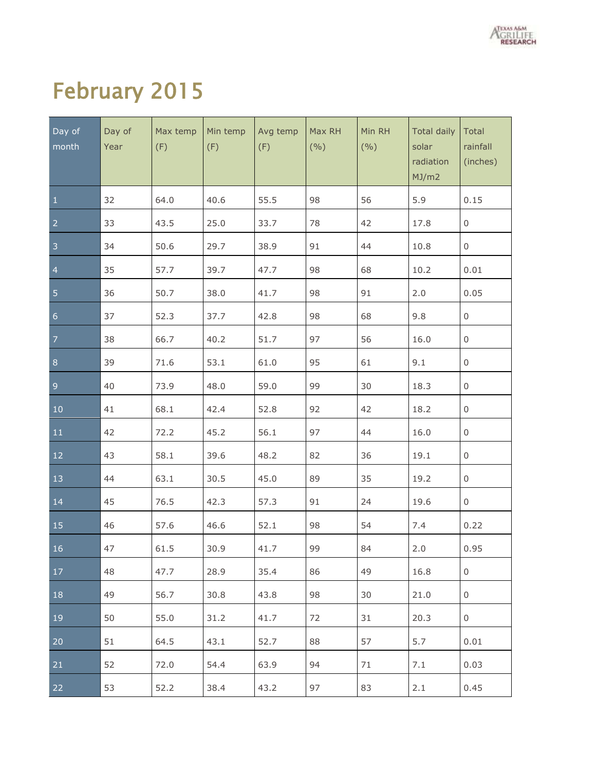# February 2015

| Day of month | Day of Year | Max temp (F) | Min temp (F) | Avg temp (F) | Max RH (%) | Min RH (%) | Total daily solar radiation MJ/m2 | Total rainfall (inches) |
|---|---|---|---|---|---|---|---|---|
| 1 | 32 | 64.0 | 40.6 | 55.5 | 98 | 56 | 5.9 | 0.15 |
| 2 | 33 | 43.5 | 25.0 | 33.7 | 78 | 42 | 17.8 | 0 |
| 3 | 34 | 50.6 | 29.7 | 38.9 | 91 | 44 | 10.8 | 0 |
| 4 | 35 | 57.7 | 39.7 | 47.7 | 98 | 68 | 10.2 | 0.01 |
| 5 | 36 | 50.7 | 38.0 | 41.7 | 98 | 91 | 2.0 | 0.05 |
| 6 | 37 | 52.3 | 37.7 | 42.8 | 98 | 68 | 9.8 | 0 |
| 7 | 38 | 66.7 | 40.2 | 51.7 | 97 | 56 | 16.0 | 0 |
| 8 | 39 | 71.6 | 53.1 | 61.0 | 95 | 61 | 9.1 | 0 |
| 9 | 40 | 73.9 | 48.0 | 59.0 | 99 | 30 | 18.3 | 0 |
| 10 | 41 | 68.1 | 42.4 | 52.8 | 92 | 42 | 18.2 | 0 |
| 11 | 42 | 72.2 | 45.2 | 56.1 | 97 | 44 | 16.0 | 0 |
| 12 | 43 | 58.1 | 39.6 | 48.2 | 82 | 36 | 19.1 | 0 |
| 13 | 44 | 63.1 | 30.5 | 45.0 | 89 | 35 | 19.2 | 0 |
| 14 | 45 | 76.5 | 42.3 | 57.3 | 91 | 24 | 19.6 | 0 |
| 15 | 46 | 57.6 | 46.6 | 52.1 | 98 | 54 | 7.4 | 0.22 |
| 16 | 47 | 61.5 | 30.9 | 41.7 | 99 | 84 | 2.0 | 0.95 |
| 17 | 48 | 47.7 | 28.9 | 35.4 | 86 | 49 | 16.8 | 0 |
| 18 | 49 | 56.7 | 30.8 | 43.8 | 98 | 30 | 21.0 | 0 |
| 19 | 50 | 55.0 | 31.2 | 41.7 | 72 | 31 | 20.3 | 0 |
| 20 | 51 | 64.5 | 43.1 | 52.7 | 88 | 57 | 5.7 | 0.01 |
| 21 | 52 | 72.0 | 54.4 | 63.9 | 94 | 71 | 7.1 | 0.03 |
| 22 | 53 | 52.2 | 38.4 | 43.2 | 97 | 83 | 2.1 | 0.45 |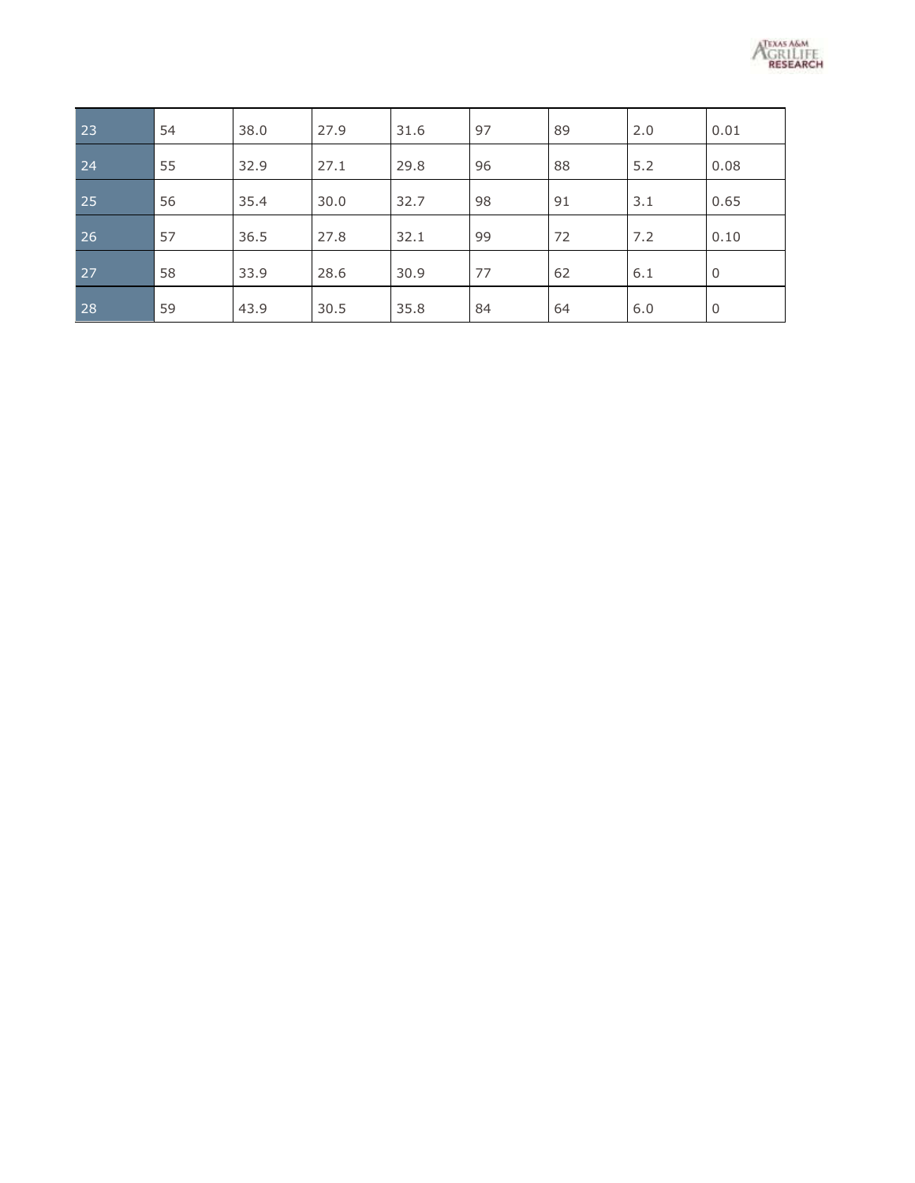| 23 | 54 | 38.0 | 27.9 | 31.6 | 97 | 89 | 2.0 | 0.01 |
|---|---|---|---|---|---|---|---|---|
| 24 | 55 | 32.9 | 27.1 | 29.8 | 96 | 88 | 5.2 | 0.08 |
| 25 | 56 | 35.4 | 30.0 | 32.7 | 98 | 91 | 3.1 | 0.65 |
| 26 | 57 | 36.5 | 27.8 | 32.1 | 99 | 72 | 7.2 | 0.10 |
| 27 | 58 | 33.9 | 28.6 | 30.9 | 77 | 62 | 6.1 | 0 |
| 28 | 59 | 43.9 | 30.5 | 35.8 | 84 | 64 | 6.0 | 0 |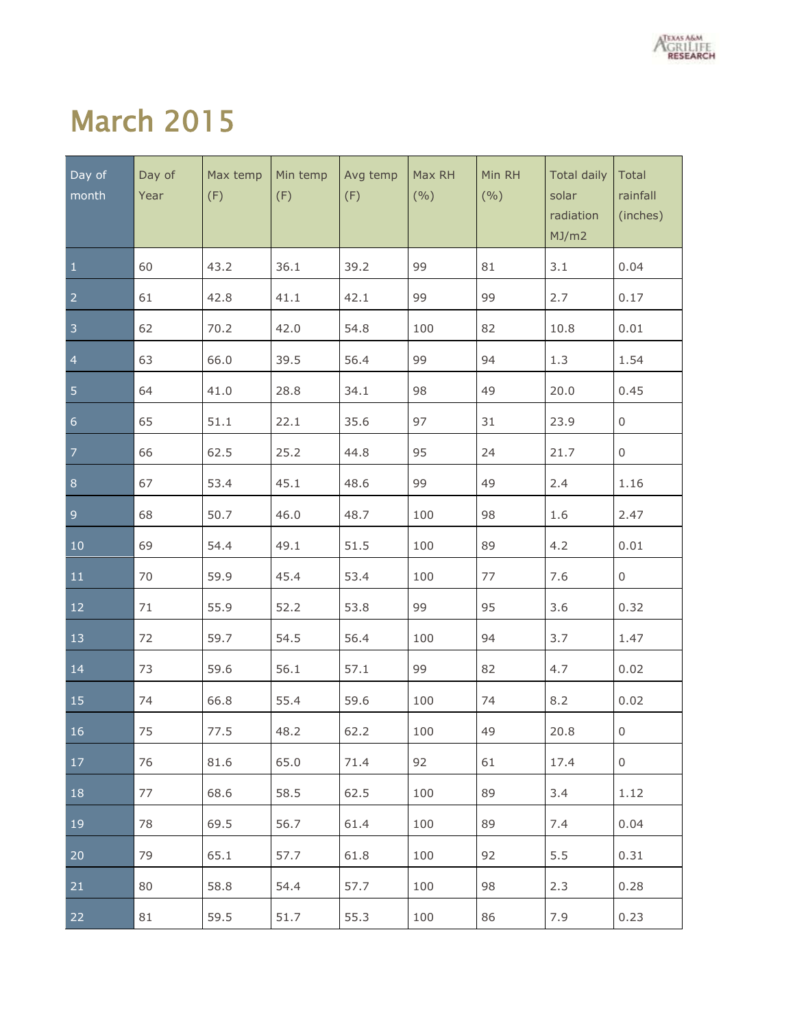# March 2015

| Day of month | Day of Year | Max temp (F) | Min temp (F) | Avg temp (F) | Max RH (%) | Min RH (%) | Total daily solar radiation MJ/m2 | Total rainfall (inches) |
|---|---|---|---|---|---|---|---|---|
| 1 | 60 | 43.2 | 36.1 | 39.2 | 99 | 81 | 3.1 | 0.04 |
| 2 | 61 | 42.8 | 41.1 | 42.1 | 99 | 99 | 2.7 | 0.17 |
| 3 | 62 | 70.2 | 42.0 | 54.8 | 100 | 82 | 10.8 | 0.01 |
| 4 | 63 | 66.0 | 39.5 | 56.4 | 99 | 94 | 1.3 | 1.54 |
| 5 | 64 | 41.0 | 28.8 | 34.1 | 98 | 49 | 20.0 | 0.45 |
| 6 | 65 | 51.1 | 22.1 | 35.6 | 97 | 31 | 23.9 | 0 |
| 7 | 66 | 62.5 | 25.2 | 44.8 | 95 | 24 | 21.7 | 0 |
| 8 | 67 | 53.4 | 45.1 | 48.6 | 99 | 49 | 2.4 | 1.16 |
| 9 | 68 | 50.7 | 46.0 | 48.7 | 100 | 98 | 1.6 | 2.47 |
| 10 | 69 | 54.4 | 49.1 | 51.5 | 100 | 89 | 4.2 | 0.01 |
| 11 | 70 | 59.9 | 45.4 | 53.4 | 100 | 77 | 7.6 | 0 |
| 12 | 71 | 55.9 | 52.2 | 53.8 | 99 | 95 | 3.6 | 0.32 |
| 13 | 72 | 59.7 | 54.5 | 56.4 | 100 | 94 | 3.7 | 1.47 |
| 14 | 73 | 59.6 | 56.1 | 57.1 | 99 | 82 | 4.7 | 0.02 |
| 15 | 74 | 66.8 | 55.4 | 59.6 | 100 | 74 | 8.2 | 0.02 |
| 16 | 75 | 77.5 | 48.2 | 62.2 | 100 | 49 | 20.8 | 0 |
| 17 | 76 | 81.6 | 65.0 | 71.4 | 92 | 61 | 17.4 | 0 |
| 18 | 77 | 68.6 | 58.5 | 62.5 | 100 | 89 | 3.4 | 1.12 |
| 19 | 78 | 69.5 | 56.7 | 61.4 | 100 | 89 | 7.4 | 0.04 |
| 20 | 79 | 65.1 | 57.7 | 61.8 | 100 | 92 | 5.5 | 0.31 |
| 21 | 80 | 58.8 | 54.4 | 57.7 | 100 | 98 | 2.3 | 0.28 |
| 22 | 81 | 59.5 | 51.7 | 55.3 | 100 | 86 | 7.9 | 0.23 |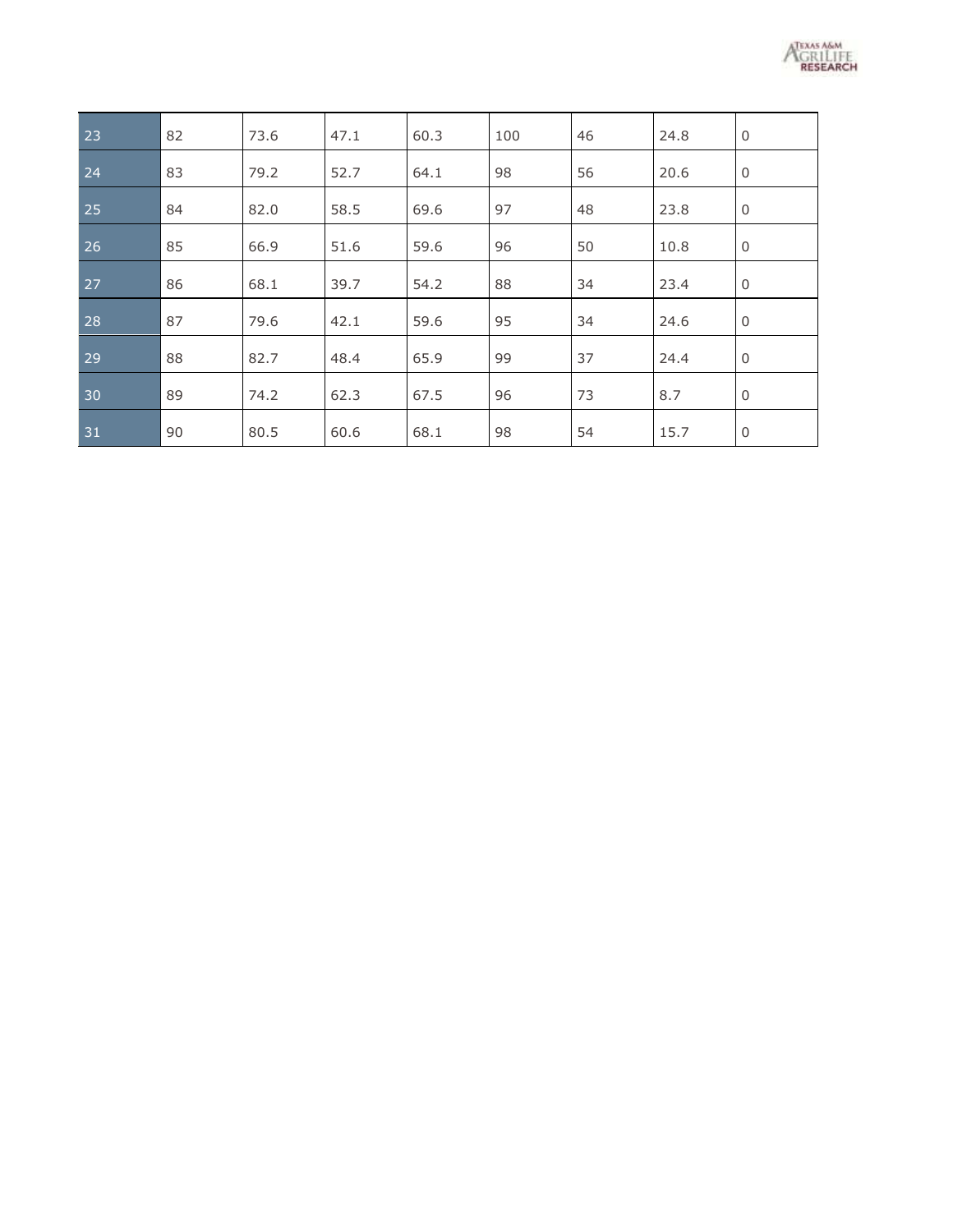|  |  |  |  |  |  |  |  |  |
|---|---|---|---|---|---|---|---|---|
| 23 | 82 | 73.6 | 47.1 | 60.3 | 100 | 46 | 24.8 | 0 |
| 24 | 83 | 79.2 | 52.7 | 64.1 | 98 | 56 | 20.6 | 0 |
| 25 | 84 | 82.0 | 58.5 | 69.6 | 97 | 48 | 23.8 | 0 |
| 26 | 85 | 66.9 | 51.6 | 59.6 | 96 | 50 | 10.8 | 0 |
| 27 | 86 | 68.1 | 39.7 | 54.2 | 88 | 34 | 23.4 | 0 |
| 28 | 87 | 79.6 | 42.1 | 59.6 | 95 | 34 | 24.6 | 0 |
| 29 | 88 | 82.7 | 48.4 | 65.9 | 99 | 37 | 24.4 | 0 |
| 30 | 89 | 74.2 | 62.3 | 67.5 | 96 | 73 | 8.7 | 0 |
| 31 | 90 | 80.5 | 60.6 | 68.1 | 98 | 54 | 15.7 | 0 |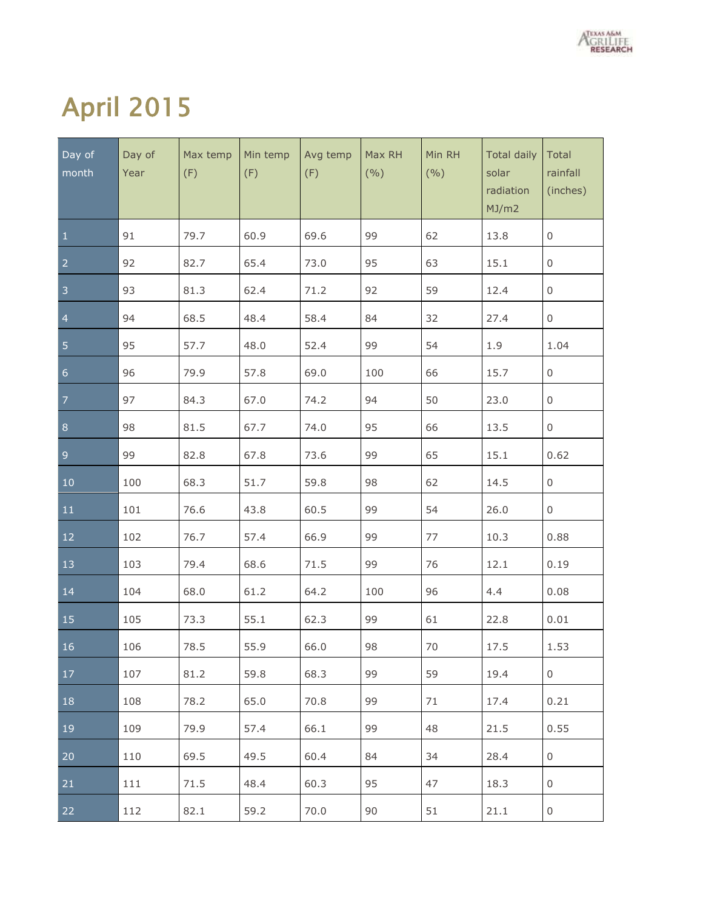# April 2015

| Day of month | Day of Year | Max temp (F) | Min temp (F) | Avg temp (F) | Max RH (%) | Min RH (%) | Total daily solar radiation MJ/m2 | Total rainfall (inches) |
|---|---|---|---|---|---|---|---|---|
| 1 | 91 | 79.7 | 60.9 | 69.6 | 99 | 62 | 13.8 | 0 |
| 2 | 92 | 82.7 | 65.4 | 73.0 | 95 | 63 | 15.1 | 0 |
| 3 | 93 | 81.3 | 62.4 | 71.2 | 92 | 59 | 12.4 | 0 |
| 4 | 94 | 68.5 | 48.4 | 58.4 | 84 | 32 | 27.4 | 0 |
| 5 | 95 | 57.7 | 48.0 | 52.4 | 99 | 54 | 1.9 | 1.04 |
| 6 | 96 | 79.9 | 57.8 | 69.0 | 100 | 66 | 15.7 | 0 |
| 7 | 97 | 84.3 | 67.0 | 74.2 | 94 | 50 | 23.0 | 0 |
| 8 | 98 | 81.5 | 67.7 | 74.0 | 95 | 66 | 13.5 | 0 |
| 9 | 99 | 82.8 | 67.8 | 73.6 | 99 | 65 | 15.1 | 0.62 |
| 10 | 100 | 68.3 | 51.7 | 59.8 | 98 | 62 | 14.5 | 0 |
| 11 | 101 | 76.6 | 43.8 | 60.5 | 99 | 54 | 26.0 | 0 |
| 12 | 102 | 76.7 | 57.4 | 66.9 | 99 | 77 | 10.3 | 0.88 |
| 13 | 103 | 79.4 | 68.6 | 71.5 | 99 | 76 | 12.1 | 0.19 |
| 14 | 104 | 68.0 | 61.2 | 64.2 | 100 | 96 | 4.4 | 0.08 |
| 15 | 105 | 73.3 | 55.1 | 62.3 | 99 | 61 | 22.8 | 0.01 |
| 16 | 106 | 78.5 | 55.9 | 66.0 | 98 | 70 | 17.5 | 1.53 |
| 17 | 107 | 81.2 | 59.8 | 68.3 | 99 | 59 | 19.4 | 0 |
| 18 | 108 | 78.2 | 65.0 | 70.8 | 99 | 71 | 17.4 | 0.21 |
| 19 | 109 | 79.9 | 57.4 | 66.1 | 99 | 48 | 21.5 | 0.55 |
| 20 | 110 | 69.5 | 49.5 | 60.4 | 84 | 34 | 28.4 | 0 |
| 21 | 111 | 71.5 | 48.4 | 60.3 | 95 | 47 | 18.3 | 0 |
| 22 | 112 | 82.1 | 59.2 | 70.0 | 90 | 51 | 21.1 | 0 |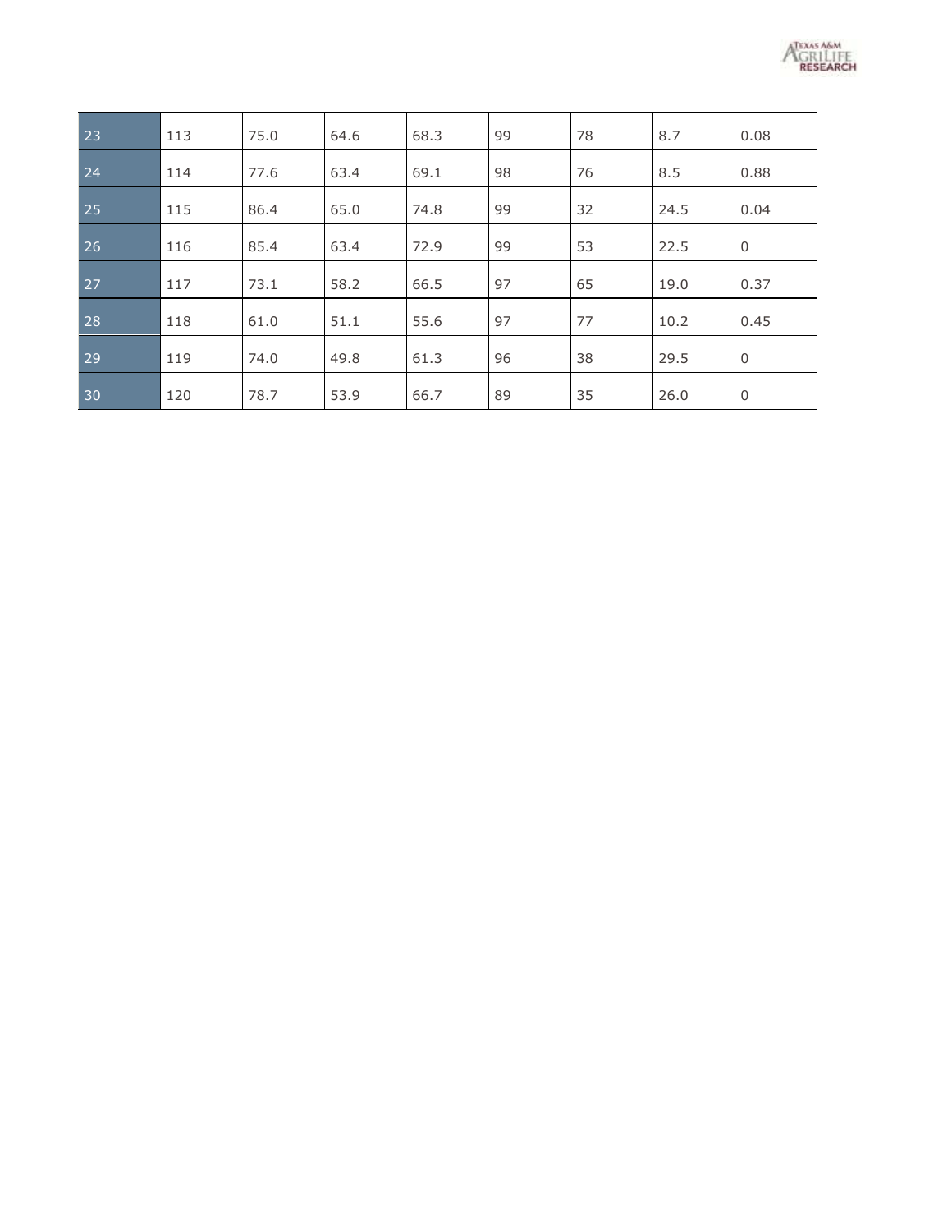| | | | | | | | | |
|---|---|---|---|---|---|---|---|---|
| 23 | 113 | 75.0 | 64.6 | 68.3 | 99 | 78 | 8.7 | 0.08 |
| 24 | 114 | 77.6 | 63.4 | 69.1 | 98 | 76 | 8.5 | 0.88 |
| 25 | 115 | 86.4 | 65.0 | 74.8 | 99 | 32 | 24.5 | 0.04 |
| 26 | 116 | 85.4 | 63.4 | 72.9 | 99 | 53 | 22.5 | 0 |
| 27 | 117 | 73.1 | 58.2 | 66.5 | 97 | 65 | 19.0 | 0.37 |
| 28 | 118 | 61.0 | 51.1 | 55.6 | 97 | 77 | 10.2 | 0.45 |
| 29 | 119 | 74.0 | 49.8 | 61.3 | 96 | 38 | 29.5 | 0 |
| 30 | 120 | 78.7 | 53.9 | 66.7 | 89 | 35 | 26.0 | 0 |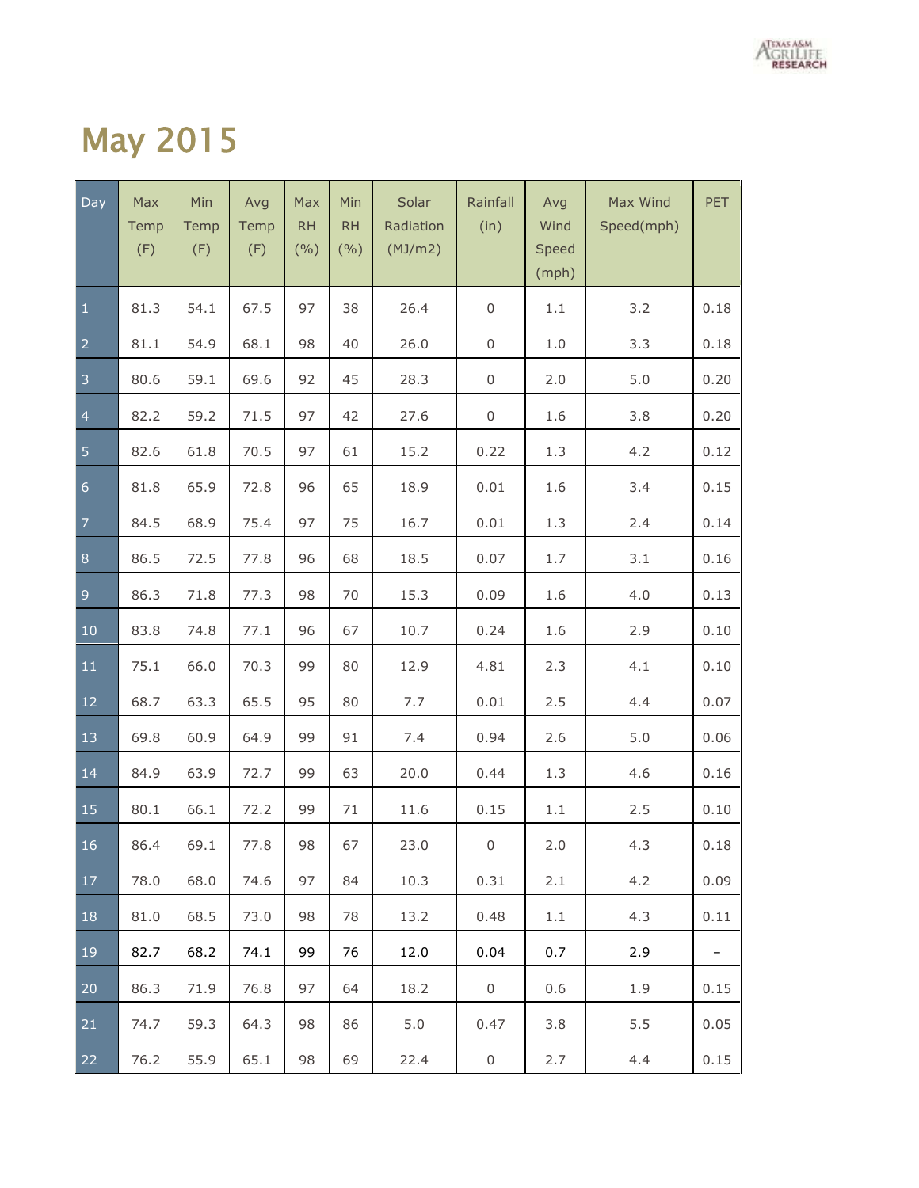# May 2015

| Day | Max Temp (F) | Min Temp (F) | Avg Temp (F) | Max RH (%) | Min RH (%) | Solar Radiation (MJ/m2) | Rainfall (in) | Avg Wind Speed (mph) | Max Wind Speed(mph) | PET |
|---|---|---|---|---|---|---|---|---|---|---|
| 1 | 81.3 | 54.1 | 67.5 | 97 | 38 | 26.4 | 0 | 1.1 | 3.2 | 0.18 |
| 2 | 81.1 | 54.9 | 68.1 | 98 | 40 | 26.0 | 0 | 1.0 | 3.3 | 0.18 |
| 3 | 80.6 | 59.1 | 69.6 | 92 | 45 | 28.3 | 0 | 2.0 | 5.0 | 0.20 |
| 4 | 82.2 | 59.2 | 71.5 | 97 | 42 | 27.6 | 0 | 1.6 | 3.8 | 0.20 |
| 5 | 82.6 | 61.8 | 70.5 | 97 | 61 | 15.2 | 0.22 | 1.3 | 4.2 | 0.12 |
| 6 | 81.8 | 65.9 | 72.8 | 96 | 65 | 18.9 | 0.01 | 1.6 | 3.4 | 0.15 |
| 7 | 84.5 | 68.9 | 75.4 | 97 | 75 | 16.7 | 0.01 | 1.3 | 2.4 | 0.14 |
| 8 | 86.5 | 72.5 | 77.8 | 96 | 68 | 18.5 | 0.07 | 1.7 | 3.1 | 0.16 |
| 9 | 86.3 | 71.8 | 77.3 | 98 | 70 | 15.3 | 0.09 | 1.6 | 4.0 | 0.13 |
| 10 | 83.8 | 74.8 | 77.1 | 96 | 67 | 10.7 | 0.24 | 1.6 | 2.9 | 0.10 |
| 11 | 75.1 | 66.0 | 70.3 | 99 | 80 | 12.9 | 4.81 | 2.3 | 4.1 | 0.10 |
| 12 | 68.7 | 63.3 | 65.5 | 95 | 80 | 7.7 | 0.01 | 2.5 | 4.4 | 0.07 |
| 13 | 69.8 | 60.9 | 64.9 | 99 | 91 | 7.4 | 0.94 | 2.6 | 5.0 | 0.06 |
| 14 | 84.9 | 63.9 | 72.7 | 99 | 63 | 20.0 | 0.44 | 1.3 | 4.6 | 0.16 |
| 15 | 80.1 | 66.1 | 72.2 | 99 | 71 | 11.6 | 0.15 | 1.1 | 2.5 | 0.10 |
| 16 | 86.4 | 69.1 | 77.8 | 98 | 67 | 23.0 | 0 | 2.0 | 4.3 | 0.18 |
| 17 | 78.0 | 68.0 | 74.6 | 97 | 84 | 10.3 | 0.31 | 2.1 | 4.2 | 0.09 |
| 18 | 81.0 | 68.5 | 73.0 | 98 | 78 | 13.2 | 0.48 | 1.1 | 4.3 | 0.11 |
| 19 | 82.7 | 68.2 | 74.1 | 99 | 76 | 12.0 | 0.04 | 0.7 | 2.9 | – |
| 20 | 86.3 | 71.9 | 76.8 | 97 | 64 | 18.2 | 0 | 0.6 | 1.9 | 0.15 |
| 21 | 74.7 | 59.3 | 64.3 | 98 | 86 | 5.0 | 0.47 | 3.8 | 5.5 | 0.05 |
| 22 | 76.2 | 55.9 | 65.1 | 98 | 69 | 22.4 | 0 | 2.7 | 4.4 | 0.15 |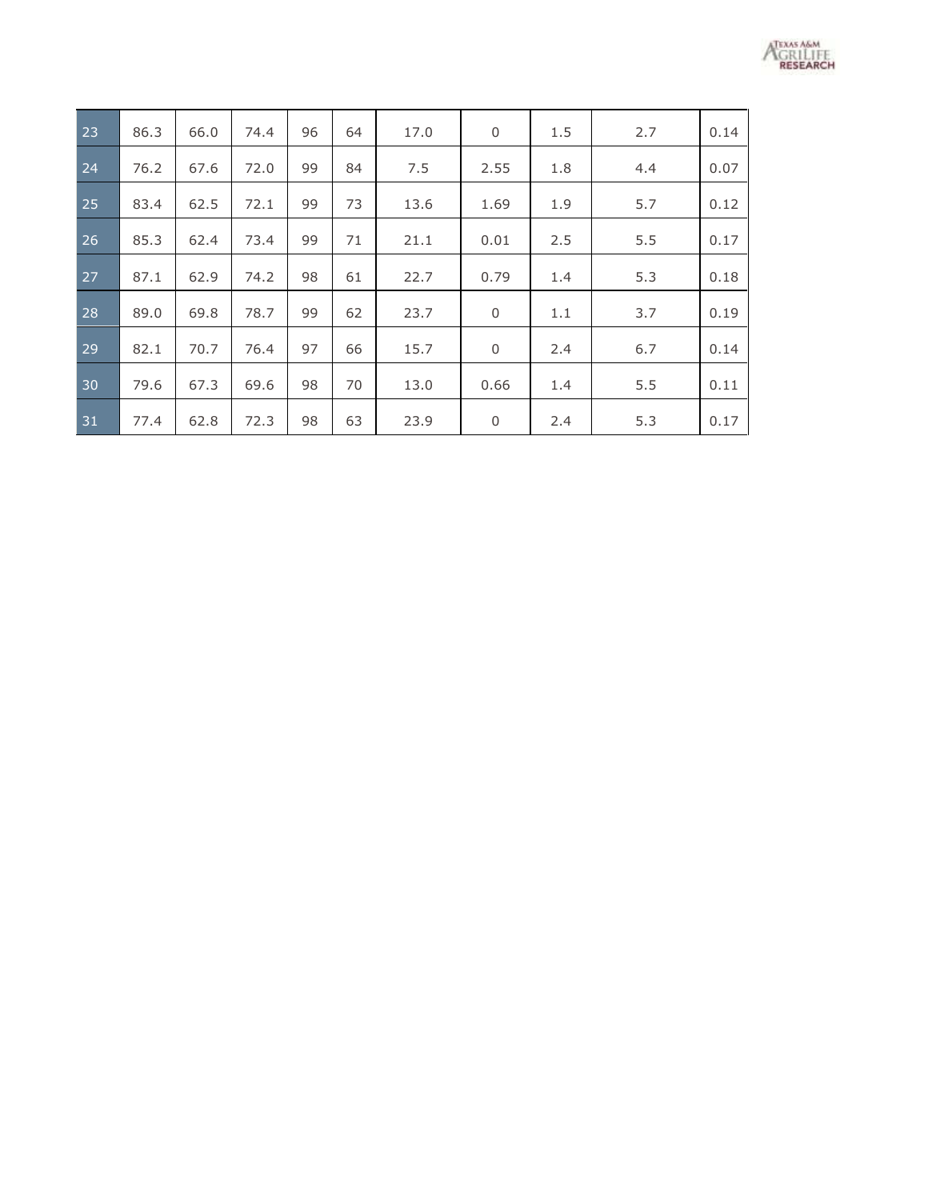| | | | | | | | | | | |
|---|---|---|---|---|---|---|---|---|---|---|
| 23 | 86.3 | 66.0 | 74.4 | 96 | 64 | 17.0 | 0 | 1.5 | 2.7 | 0.14 |
| 24 | 76.2 | 67.6 | 72.0 | 99 | 84 | 7.5 | 2.55 | 1.8 | 4.4 | 0.07 |
| 25 | 83.4 | 62.5 | 72.1 | 99 | 73 | 13.6 | 1.69 | 1.9 | 5.7 | 0.12 |
| 26 | 85.3 | 62.4 | 73.4 | 99 | 71 | 21.1 | 0.01 | 2.5 | 5.5 | 0.17 |
| 27 | 87.1 | 62.9 | 74.2 | 98 | 61 | 22.7 | 0.79 | 1.4 | 5.3 | 0.18 |
| 28 | 89.0 | 69.8 | 78.7 | 99 | 62 | 23.7 | 0 | 1.1 | 3.7 | 0.19 |
| 29 | 82.1 | 70.7 | 76.4 | 97 | 66 | 15.7 | 0 | 2.4 | 6.7 | 0.14 |
| 30 | 79.6 | 67.3 | 69.6 | 98 | 70 | 13.0 | 0.66 | 1.4 | 5.5 | 0.11 |
| 31 | 77.4 | 62.8 | 72.3 | 98 | 63 | 23.9 | 0 | 2.4 | 5.3 | 0.17 |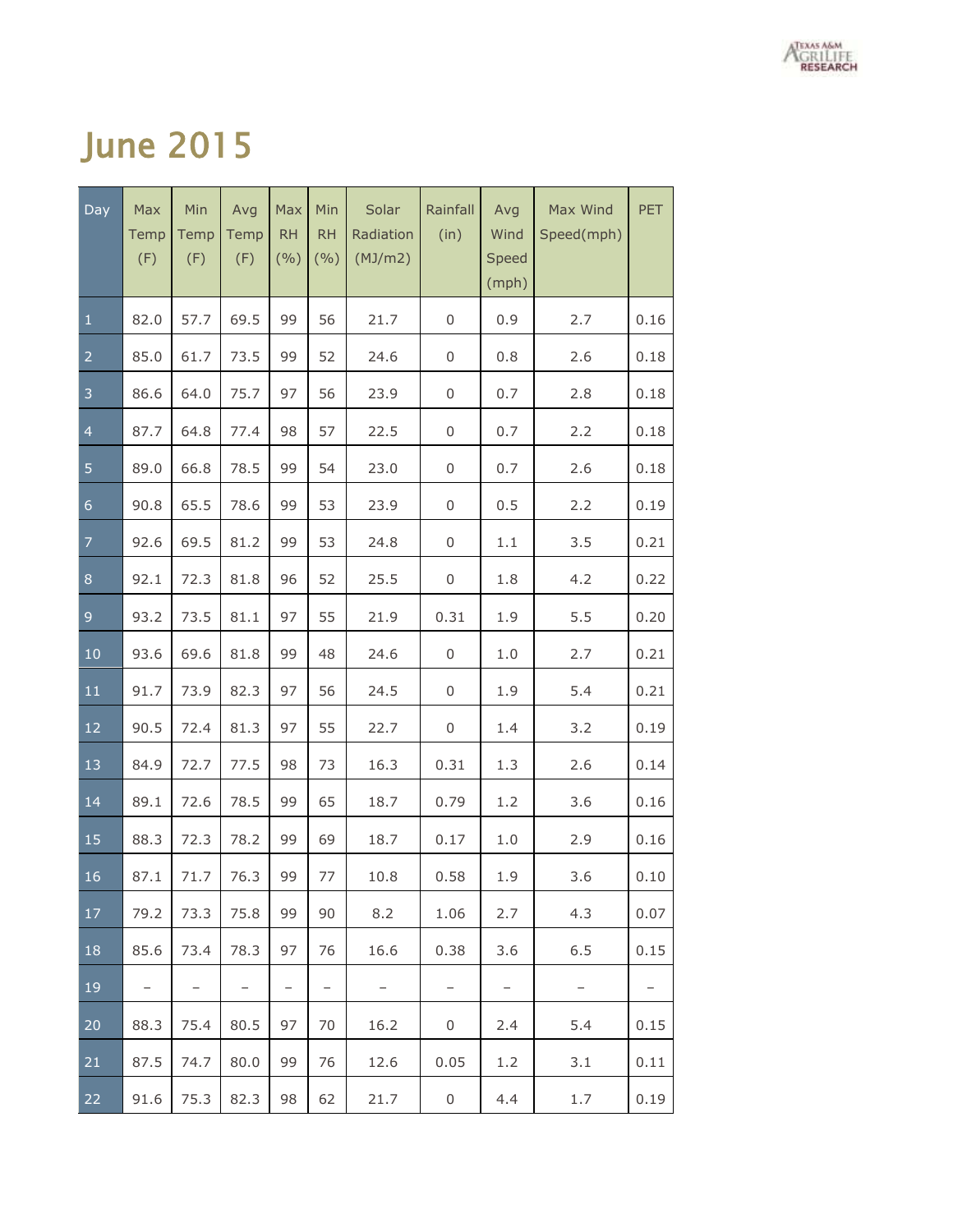# June 2015

| Day | Max Temp (F) | Min Temp (F) | Avg Temp (F) | Max RH (%) | Min RH (%) | Solar Radiation (MJ/m2) | Rainfall (in) | Avg Wind Speed (mph) | Max Wind Speed(mph) | PET |
|---|---|---|---|---|---|---|---|---|---|---|
| 1 | 82.0 | 57.7 | 69.5 | 99 | 56 | 21.7 | 0 | 0.9 | 2.7 | 0.16 |
| 2 | 85.0 | 61.7 | 73.5 | 99 | 52 | 24.6 | 0 | 0.8 | 2.6 | 0.18 |
| 3 | 86.6 | 64.0 | 75.7 | 97 | 56 | 23.9 | 0 | 0.7 | 2.8 | 0.18 |
| 4 | 87.7 | 64.8 | 77.4 | 98 | 57 | 22.5 | 0 | 0.7 | 2.2 | 0.18 |
| 5 | 89.0 | 66.8 | 78.5 | 99 | 54 | 23.0 | 0 | 0.7 | 2.6 | 0.18 |
| 6 | 90.8 | 65.5 | 78.6 | 99 | 53 | 23.9 | 0 | 0.5 | 2.2 | 0.19 |
| 7 | 92.6 | 69.5 | 81.2 | 99 | 53 | 24.8 | 0 | 1.1 | 3.5 | 0.21 |
| 8 | 92.1 | 72.3 | 81.8 | 96 | 52 | 25.5 | 0 | 1.8 | 4.2 | 0.22 |
| 9 | 93.2 | 73.5 | 81.1 | 97 | 55 | 21.9 | 0.31 | 1.9 | 5.5 | 0.20 |
| 10 | 93.6 | 69.6 | 81.8 | 99 | 48 | 24.6 | 0 | 1.0 | 2.7 | 0.21 |
| 11 | 91.7 | 73.9 | 82.3 | 97 | 56 | 24.5 | 0 | 1.9 | 5.4 | 0.21 |
| 12 | 90.5 | 72.4 | 81.3 | 97 | 55 | 22.7 | 0 | 1.4 | 3.2 | 0.19 |
| 13 | 84.9 | 72.7 | 77.5 | 98 | 73 | 16.3 | 0.31 | 1.3 | 2.6 | 0.14 |
| 14 | 89.1 | 72.6 | 78.5 | 99 | 65 | 18.7 | 0.79 | 1.2 | 3.6 | 0.16 |
| 15 | 88.3 | 72.3 | 78.2 | 99 | 69 | 18.7 | 0.17 | 1.0 | 2.9 | 0.16 |
| 16 | 87.1 | 71.7 | 76.3 | 99 | 77 | 10.8 | 0.58 | 1.9 | 3.6 | 0.10 |
| 17 | 79.2 | 73.3 | 75.8 | 99 | 90 | 8.2 | 1.06 | 2.7 | 4.3 | 0.07 |
| 18 | 85.6 | 73.4 | 78.3 | 97 | 76 | 16.6 | 0.38 | 3.6 | 6.5 | 0.15 |
| 19 | – | – | – | – | – | – | – | – | – | – |
| 20 | 88.3 | 75.4 | 80.5 | 97 | 70 | 16.2 | 0 | 2.4 | 5.4 | 0.15 |
| 21 | 87.5 | 74.7 | 80.0 | 99 | 76 | 12.6 | 0.05 | 1.2 | 3.1 | 0.11 |
| 22 | 91.6 | 75.3 | 82.3 | 98 | 62 | 21.7 | 0 | 4.4 | 1.7 | 0.19 |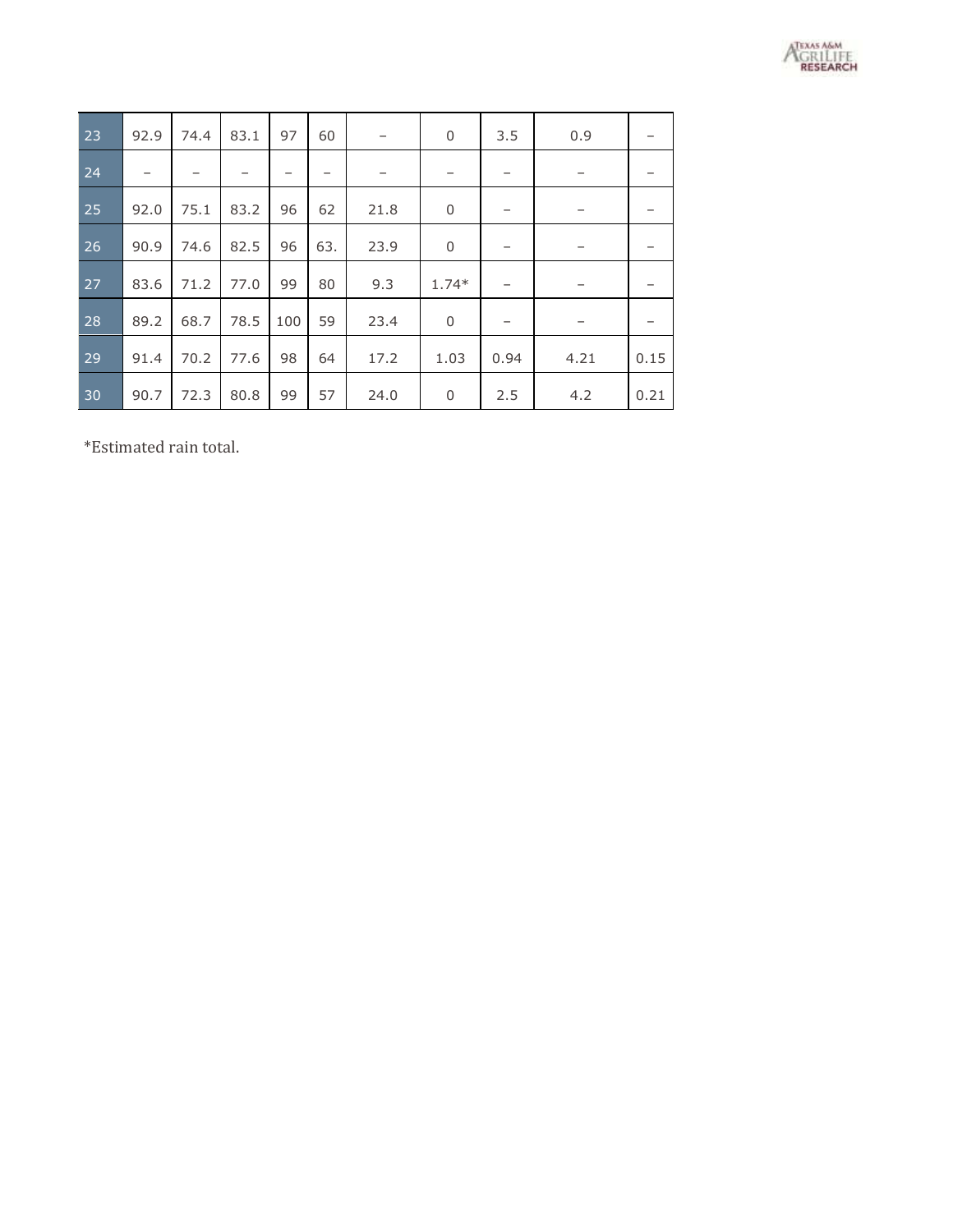| 23 | 92.9 | 74.4 | 83.1 | 97 | 60 | – | 0 | 3.5 | 0.9 | – |
|---|---|---|---|---|---|---|---|---|---|---|
| 24 | – | – | – | – | – | – | – | – | – | – |
| 25 | 92.0 | 75.1 | 83.2 | 96 | 62 | 21.8 | 0 | – | – | – |
| 26 | 90.9 | 74.6 | 82.5 | 96 | 63. | 23.9 | 0 | – | – | – |
| 27 | 83.6 | 71.2 | 77.0 | 99 | 80 | 9.3 | 1.74* | – | – | – |
| 28 | 89.2 | 68.7 | 78.5 | 100 | 59 | 23.4 | 0 | – | – | – |
| 29 | 91.4 | 70.2 | 77.6 | 98 | 64 | 17.2 | 1.03 | 0.94 | 4.21 | 0.15 |
| 30 | 90.7 | 72.3 | 80.8 | 99 | 57 | 24.0 | 0 | 2.5 | 4.2 | 0.21 |

*Estimated rain total.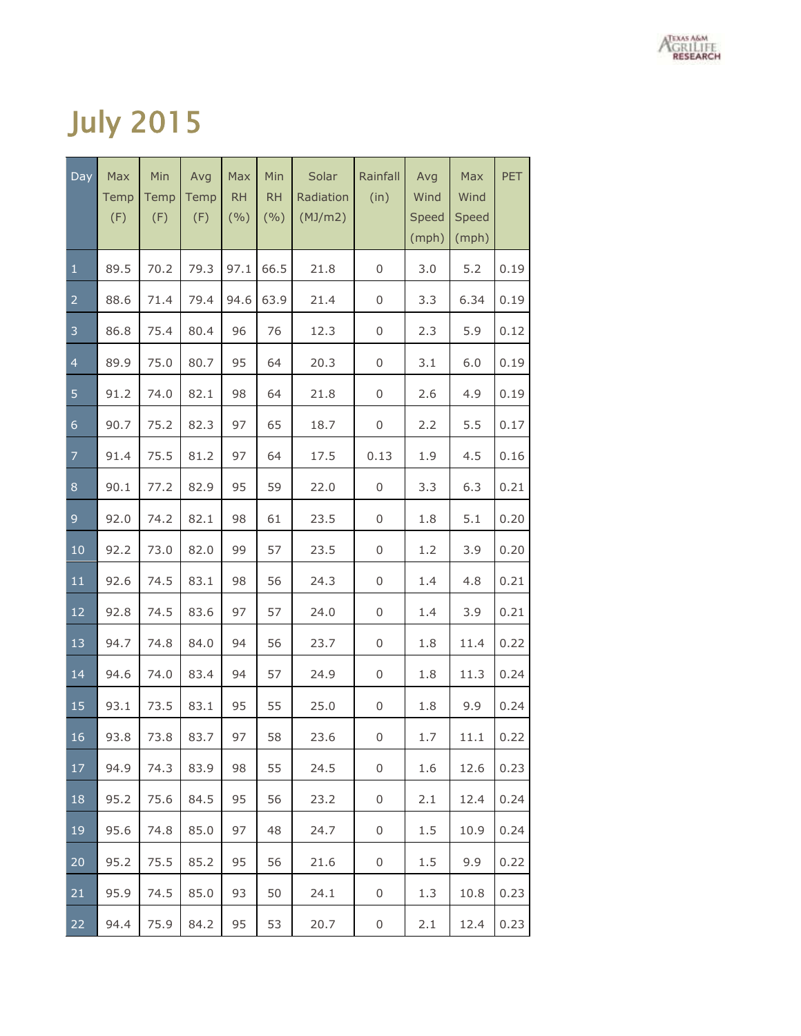# July 2015

| Day | Max Temp (F) | Min Temp (F) | Avg Temp (F) | Max RH (%) | Min RH (%) | Solar Radiation (MJ/m2) | Rainfall (in) | Avg Wind Speed (mph) | Max Wind Speed (mph) | PET |
|---|---|---|---|---|---|---|---|---|---|---|
| 1 | 89.5 | 70.2 | 79.3 | 97.1 | 66.5 | 21.8 | 0 | 3.0 | 5.2 | 0.19 |
| 2 | 88.6 | 71.4 | 79.4 | 94.6 | 63.9 | 21.4 | 0 | 3.3 | 6.34 | 0.19 |
| 3 | 86.8 | 75.4 | 80.4 | 96 | 76 | 12.3 | 0 | 2.3 | 5.9 | 0.12 |
| 4 | 89.9 | 75.0 | 80.7 | 95 | 64 | 20.3 | 0 | 3.1 | 6.0 | 0.19 |
| 5 | 91.2 | 74.0 | 82.1 | 98 | 64 | 21.8 | 0 | 2.6 | 4.9 | 0.19 |
| 6 | 90.7 | 75.2 | 82.3 | 97 | 65 | 18.7 | 0 | 2.2 | 5.5 | 0.17 |
| 7 | 91.4 | 75.5 | 81.2 | 97 | 64 | 17.5 | 0.13 | 1.9 | 4.5 | 0.16 |
| 8 | 90.1 | 77.2 | 82.9 | 95 | 59 | 22.0 | 0 | 3.3 | 6.3 | 0.21 |
| 9 | 92.0 | 74.2 | 82.1 | 98 | 61 | 23.5 | 0 | 1.8 | 5.1 | 0.20 |
| 10 | 92.2 | 73.0 | 82.0 | 99 | 57 | 23.5 | 0 | 1.2 | 3.9 | 0.20 |
| 11 | 92.6 | 74.5 | 83.1 | 98 | 56 | 24.3 | 0 | 1.4 | 4.8 | 0.21 |
| 12 | 92.8 | 74.5 | 83.6 | 97 | 57 | 24.0 | 0 | 1.4 | 3.9 | 0.21 |
| 13 | 94.7 | 74.8 | 84.0 | 94 | 56 | 23.7 | 0 | 1.8 | 11.4 | 0.22 |
| 14 | 94.6 | 74.0 | 83.4 | 94 | 57 | 24.9 | 0 | 1.8 | 11.3 | 0.24 |
| 15 | 93.1 | 73.5 | 83.1 | 95 | 55 | 25.0 | 0 | 1.8 | 9.9 | 0.24 |
| 16 | 93.8 | 73.8 | 83.7 | 97 | 58 | 23.6 | 0 | 1.7 | 11.1 | 0.22 |
| 17 | 94.9 | 74.3 | 83.9 | 98 | 55 | 24.5 | 0 | 1.6 | 12.6 | 0.23 |
| 18 | 95.2 | 75.6 | 84.5 | 95 | 56 | 23.2 | 0 | 2.1 | 12.4 | 0.24 |
| 19 | 95.6 | 74.8 | 85.0 | 97 | 48 | 24.7 | 0 | 1.5 | 10.9 | 0.24 |
| 20 | 95.2 | 75.5 | 85.2 | 95 | 56 | 21.6 | 0 | 1.5 | 9.9 | 0.22 |
| 21 | 95.9 | 74.5 | 85.0 | 93 | 50 | 24.1 | 0 | 1.3 | 10.8 | 0.23 |
| 22 | 94.4 | 75.9 | 84.2 | 95 | 53 | 20.7 | 0 | 2.1 | 12.4 | 0.23 |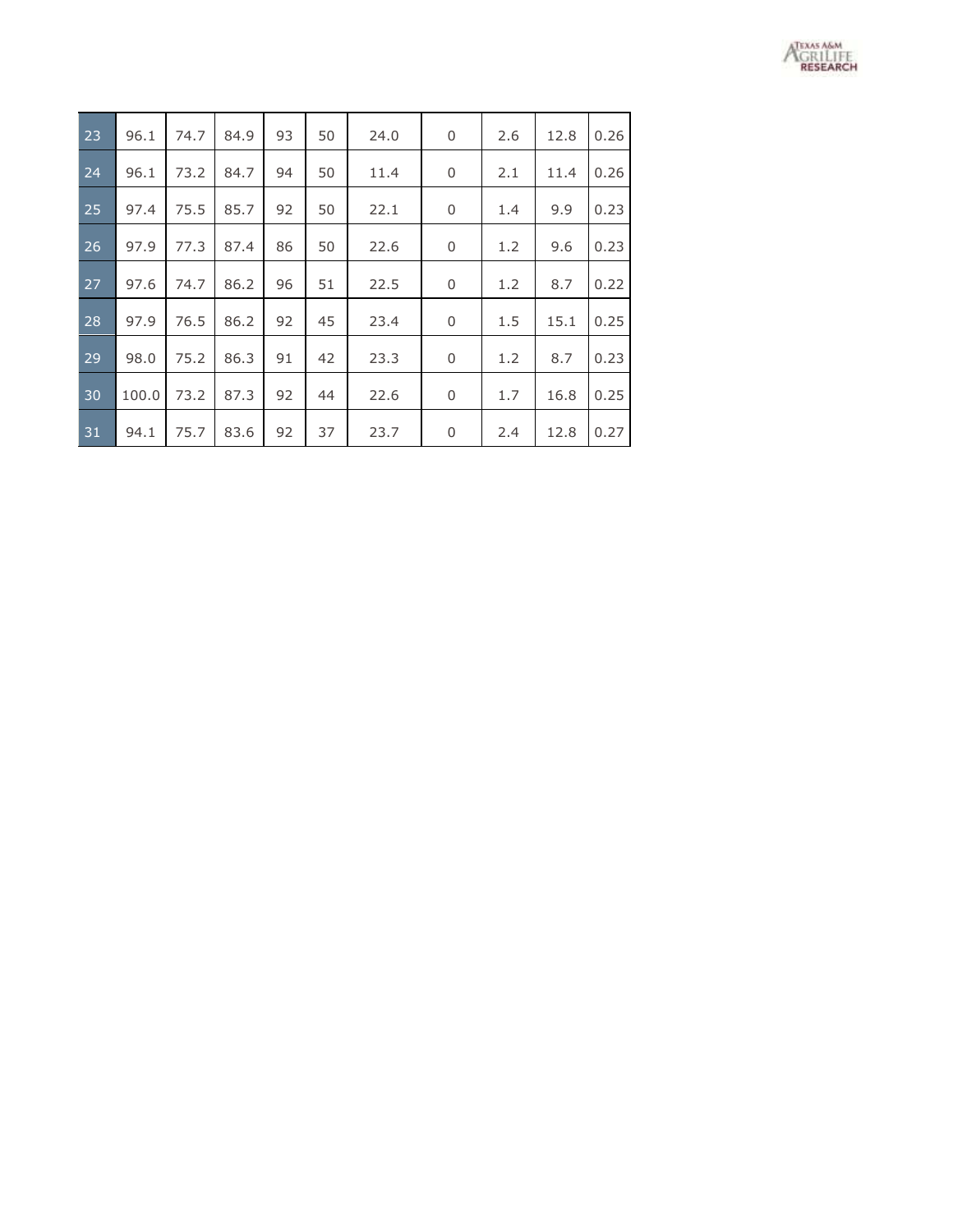| | | | | | | | | | | |
|---|---|---|---|---|---|---|---|---|---|---|
| 23 | 96.1 | 74.7 | 84.9 | 93 | 50 | 24.0 | 0 | 2.6 | 12.8 | 0.26 |
| 24 | 96.1 | 73.2 | 84.7 | 94 | 50 | 11.4 | 0 | 2.1 | 11.4 | 0.26 |
| 25 | 97.4 | 75.5 | 85.7 | 92 | 50 | 22.1 | 0 | 1.4 | 9.9 | 0.23 |
| 26 | 97.9 | 77.3 | 87.4 | 86 | 50 | 22.6 | 0 | 1.2 | 9.6 | 0.23 |
| 27 | 97.6 | 74.7 | 86.2 | 96 | 51 | 22.5 | 0 | 1.2 | 8.7 | 0.22 |
| 28 | 97.9 | 76.5 | 86.2 | 92 | 45 | 23.4 | 0 | 1.5 | 15.1 | 0.25 |
| 29 | 98.0 | 75.2 | 86.3 | 91 | 42 | 23.3 | 0 | 1.2 | 8.7 | 0.23 |
| 30 | 100.0 | 73.2 | 87.3 | 92 | 44 | 22.6 | 0 | 1.7 | 16.8 | 0.25 |
| 31 | 94.1 | 75.7 | 83.6 | 92 | 37 | 23.7 | 0 | 2.4 | 12.8 | 0.27 |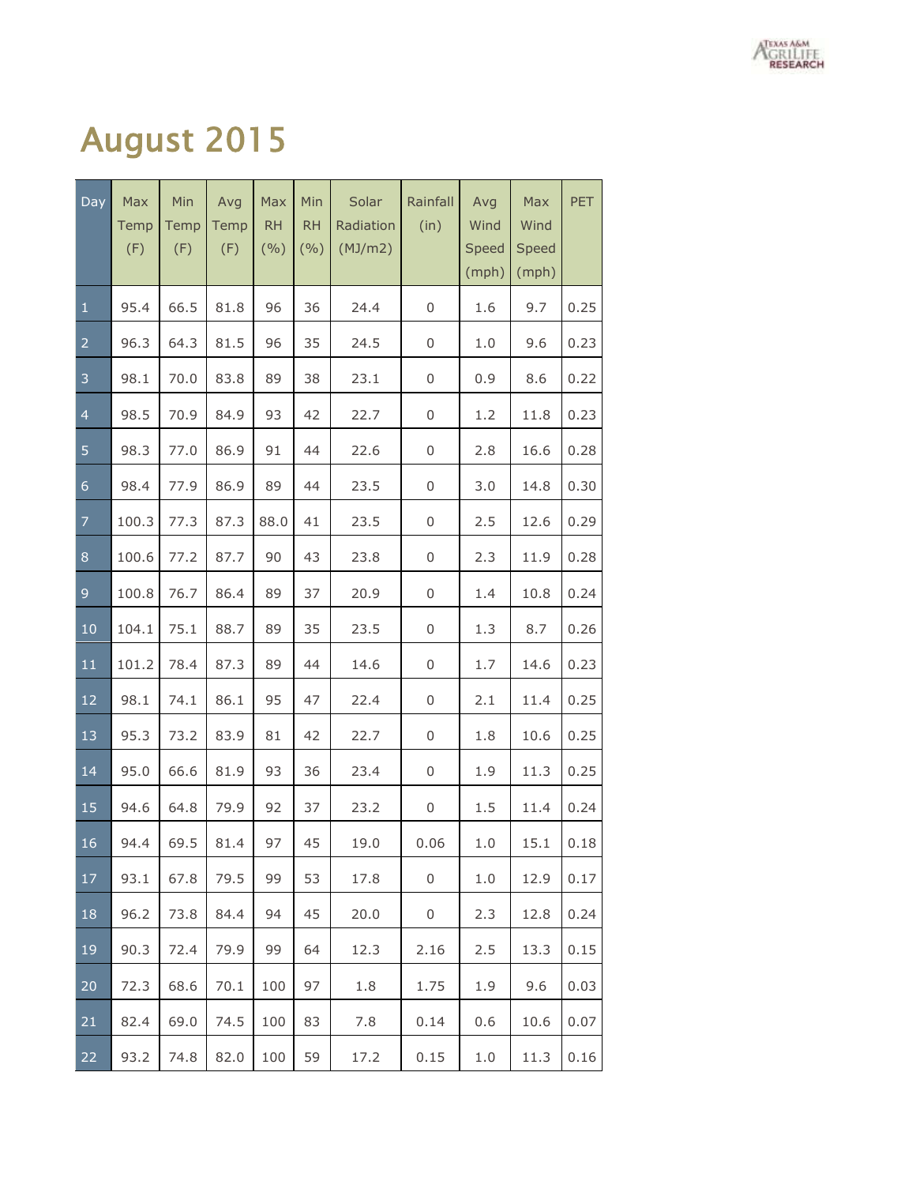# August 2015

| Day | Max Temp (F) | Min Temp (F) | Avg Temp (F) | Max RH (%) | Min RH (%) | Solar Radiation (MJ/m2) | Rainfall (in) | Avg Wind Speed (mph) | Max Wind Speed (mph) | PET |
|---|---|---|---|---|---|---|---|---|---|---|
| 1 | 95.4 | 66.5 | 81.8 | 96 | 36 | 24.4 | 0 | 1.6 | 9.7 | 0.25 |
| 2 | 96.3 | 64.3 | 81.5 | 96 | 35 | 24.5 | 0 | 1.0 | 9.6 | 0.23 |
| 3 | 98.1 | 70.0 | 83.8 | 89 | 38 | 23.1 | 0 | 0.9 | 8.6 | 0.22 |
| 4 | 98.5 | 70.9 | 84.9 | 93 | 42 | 22.7 | 0 | 1.2 | 11.8 | 0.23 |
| 5 | 98.3 | 77.0 | 86.9 | 91 | 44 | 22.6 | 0 | 2.8 | 16.6 | 0.28 |
| 6 | 98.4 | 77.9 | 86.9 | 89 | 44 | 23.5 | 0 | 3.0 | 14.8 | 0.30 |
| 7 | 100.3 | 77.3 | 87.3 | 88.0 | 41 | 23.5 | 0 | 2.5 | 12.6 | 0.29 |
| 8 | 100.6 | 77.2 | 87.7 | 90 | 43 | 23.8 | 0 | 2.3 | 11.9 | 0.28 |
| 9 | 100.8 | 76.7 | 86.4 | 89 | 37 | 20.9 | 0 | 1.4 | 10.8 | 0.24 |
| 10 | 104.1 | 75.1 | 88.7 | 89 | 35 | 23.5 | 0 | 1.3 | 8.7 | 0.26 |
| 11 | 101.2 | 78.4 | 87.3 | 89 | 44 | 14.6 | 0 | 1.7 | 14.6 | 0.23 |
| 12 | 98.1 | 74.1 | 86.1 | 95 | 47 | 22.4 | 0 | 2.1 | 11.4 | 0.25 |
| 13 | 95.3 | 73.2 | 83.9 | 81 | 42 | 22.7 | 0 | 1.8 | 10.6 | 0.25 |
| 14 | 95.0 | 66.6 | 81.9 | 93 | 36 | 23.4 | 0 | 1.9 | 11.3 | 0.25 |
| 15 | 94.6 | 64.8 | 79.9 | 92 | 37 | 23.2 | 0 | 1.5 | 11.4 | 0.24 |
| 16 | 94.4 | 69.5 | 81.4 | 97 | 45 | 19.0 | 0.06 | 1.0 | 15.1 | 0.18 |
| 17 | 93.1 | 67.8 | 79.5 | 99 | 53 | 17.8 | 0 | 1.0 | 12.9 | 0.17 |
| 18 | 96.2 | 73.8 | 84.4 | 94 | 45 | 20.0 | 0 | 2.3 | 12.8 | 0.24 |
| 19 | 90.3 | 72.4 | 79.9 | 99 | 64 | 12.3 | 2.16 | 2.5 | 13.3 | 0.15 |
| 20 | 72.3 | 68.6 | 70.1 | 100 | 97 | 1.8 | 1.75 | 1.9 | 9.6 | 0.03 |
| 21 | 82.4 | 69.0 | 74.5 | 100 | 83 | 7.8 | 0.14 | 0.6 | 10.6 | 0.07 |
| 22 | 93.2 | 74.8 | 82.0 | 100 | 59 | 17.2 | 0.15 | 1.0 | 11.3 | 0.16 |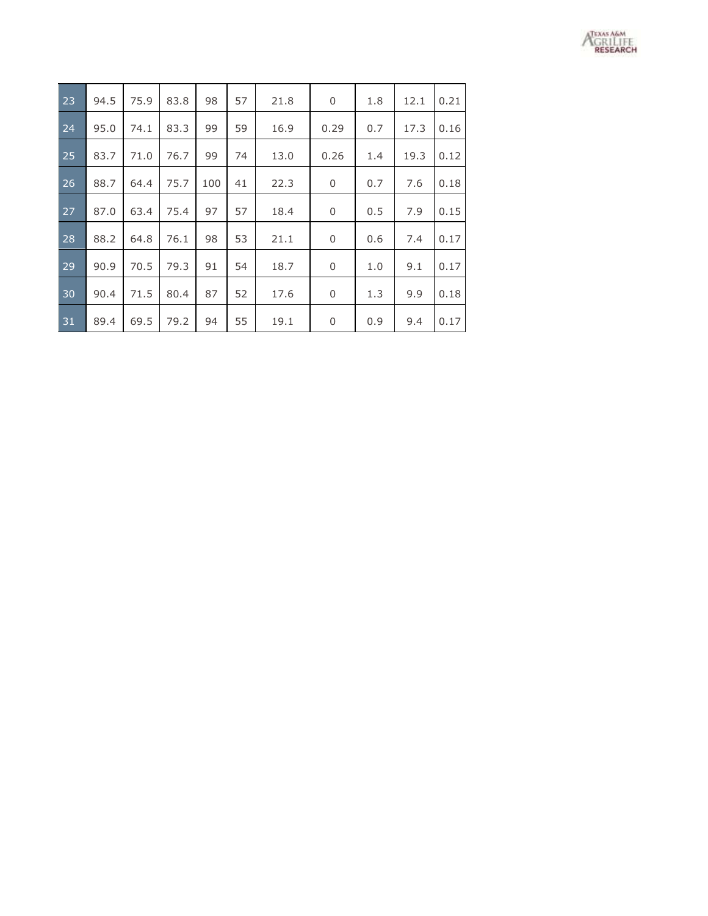| 23 | 94.5 | 75.9 | 83.8 | 98 | 57 | 21.8 | 0 | 1.8 | 12.1 | 0.21 |
|---|---|---|---|---|---|---|---|---|---|---|
| 24 | 95.0 | 74.1 | 83.3 | 99 | 59 | 16.9 | 0.29 | 0.7 | 17.3 | 0.16 |
| 25 | 83.7 | 71.0 | 76.7 | 99 | 74 | 13.0 | 0.26 | 1.4 | 19.3 | 0.12 |
| 26 | 88.7 | 64.4 | 75.7 | 100 | 41 | 22.3 | 0 | 0.7 | 7.6 | 0.18 |
| 27 | 87.0 | 63.4 | 75.4 | 97 | 57 | 18.4 | 0 | 0.5 | 7.9 | 0.15 |
| 28 | 88.2 | 64.8 | 76.1 | 98 | 53 | 21.1 | 0 | 0.6 | 7.4 | 0.17 |
| 29 | 90.9 | 70.5 | 79.3 | 91 | 54 | 18.7 | 0 | 1.0 | 9.1 | 0.17 |
| 30 | 90.4 | 71.5 | 80.4 | 87 | 52 | 17.6 | 0 | 1.3 | 9.9 | 0.18 |
| 31 | 89.4 | 69.5 | 79.2 | 94 | 55 | 19.1 | 0 | 0.9 | 9.4 | 0.17 |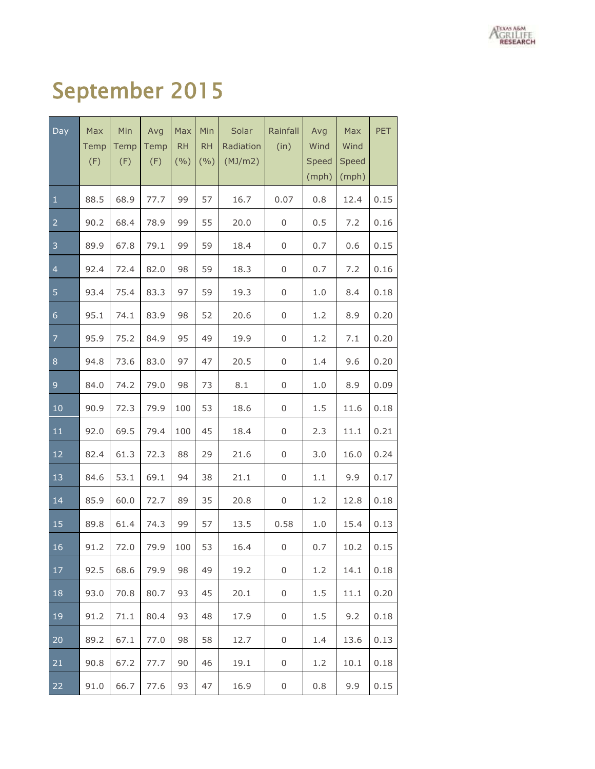# September 2015

| Day | Max Temp (F) | Min Temp (F) | Avg Temp (F) | Max RH (%) | Min RH (%) | Solar Radiation (MJ/m2) | Rainfall (in) | Avg Wind Speed (mph) | Max Wind Speed (mph) | PET |
|---|---|---|---|---|---|---|---|---|---|---|
| 1 | 88.5 | 68.9 | 77.7 | 99 | 57 | 16.7 | 0.07 | 0.8 | 12.4 | 0.15 |
| 2 | 90.2 | 68.4 | 78.9 | 99 | 55 | 20.0 | 0 | 0.5 | 7.2 | 0.16 |
| 3 | 89.9 | 67.8 | 79.1 | 99 | 59 | 18.4 | 0 | 0.7 | 0.6 | 0.15 |
| 4 | 92.4 | 72.4 | 82.0 | 98 | 59 | 18.3 | 0 | 0.7 | 7.2 | 0.16 |
| 5 | 93.4 | 75.4 | 83.3 | 97 | 59 | 19.3 | 0 | 1.0 | 8.4 | 0.18 |
| 6 | 95.1 | 74.1 | 83.9 | 98 | 52 | 20.6 | 0 | 1.2 | 8.9 | 0.20 |
| 7 | 95.9 | 75.2 | 84.9 | 95 | 49 | 19.9 | 0 | 1.2 | 7.1 | 0.20 |
| 8 | 94.8 | 73.6 | 83.0 | 97 | 47 | 20.5 | 0 | 1.4 | 9.6 | 0.20 |
| 9 | 84.0 | 74.2 | 79.0 | 98 | 73 | 8.1 | 0 | 1.0 | 8.9 | 0.09 |
| 10 | 90.9 | 72.3 | 79.9 | 100 | 53 | 18.6 | 0 | 1.5 | 11.6 | 0.18 |
| 11 | 92.0 | 69.5 | 79.4 | 100 | 45 | 18.4 | 0 | 2.3 | 11.1 | 0.21 |
| 12 | 82.4 | 61.3 | 72.3 | 88 | 29 | 21.6 | 0 | 3.0 | 16.0 | 0.24 |
| 13 | 84.6 | 53.1 | 69.1 | 94 | 38 | 21.1 | 0 | 1.1 | 9.9 | 0.17 |
| 14 | 85.9 | 60.0 | 72.7 | 89 | 35 | 20.8 | 0 | 1.2 | 12.8 | 0.18 |
| 15 | 89.8 | 61.4 | 74.3 | 99 | 57 | 13.5 | 0.58 | 1.0 | 15.4 | 0.13 |
| 16 | 91.2 | 72.0 | 79.9 | 100 | 53 | 16.4 | 0 | 0.7 | 10.2 | 0.15 |
| 17 | 92.5 | 68.6 | 79.9 | 98 | 49 | 19.2 | 0 | 1.2 | 14.1 | 0.18 |
| 18 | 93.0 | 70.8 | 80.7 | 93 | 45 | 20.1 | 0 | 1.5 | 11.1 | 0.20 |
| 19 | 91.2 | 71.1 | 80.4 | 93 | 48 | 17.9 | 0 | 1.5 | 9.2 | 0.18 |
| 20 | 89.2 | 67.1 | 77.0 | 98 | 58 | 12.7 | 0 | 1.4 | 13.6 | 0.13 |
| 21 | 90.8 | 67.2 | 77.7 | 90 | 46 | 19.1 | 0 | 1.2 | 10.1 | 0.18 |
| 22 | 91.0 | 66.7 | 77.6 | 93 | 47 | 16.9 | 0 | 0.8 | 9.9 | 0.15 |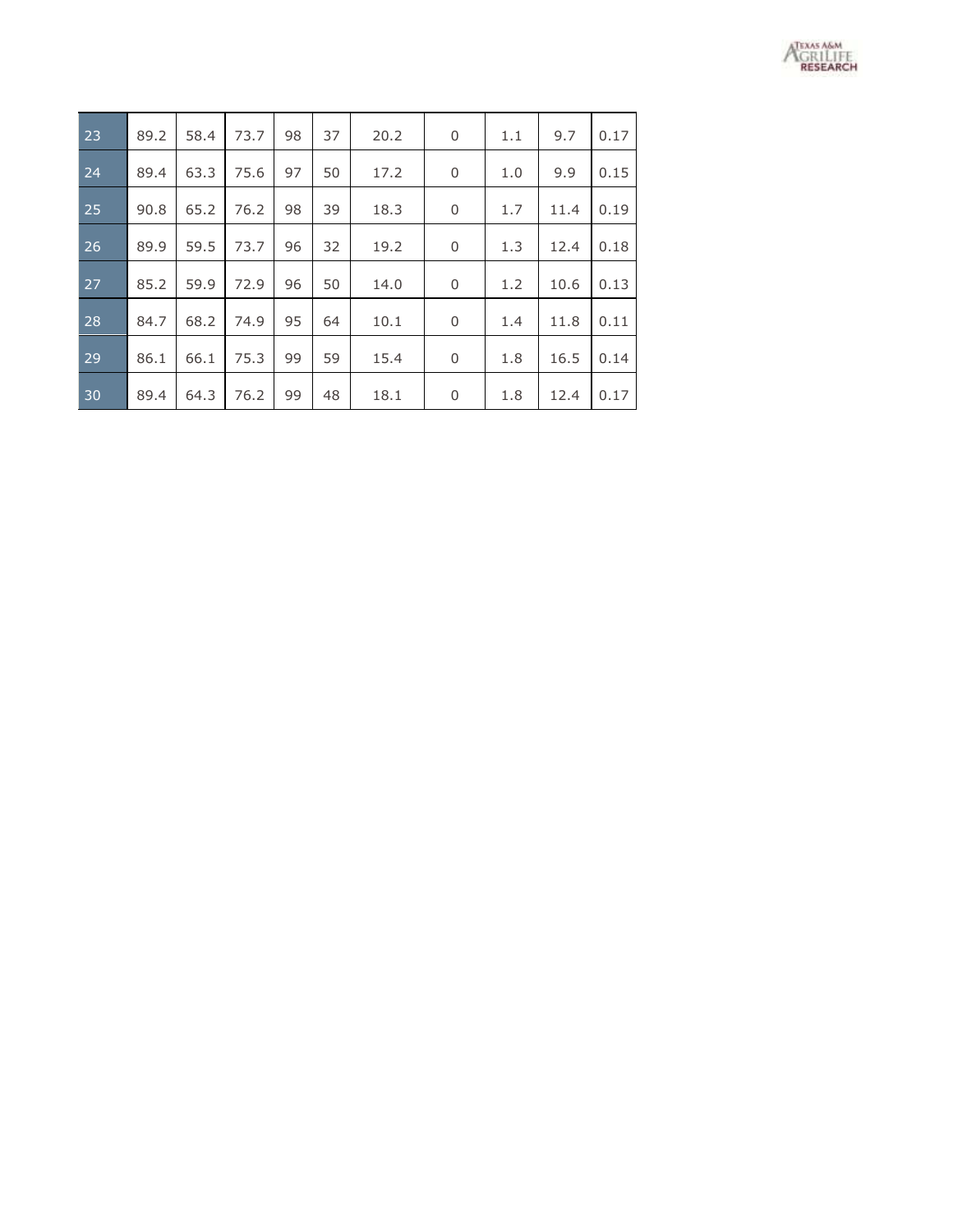| | | | | | | | | | | |
|---|---|---|---|---|---|---|---|---|---|---|
| 23 | 89.2 | 58.4 | 73.7 | 98 | 37 | 20.2 | 0 | 1.1 | 9.7 | 0.17 |
| 24 | 89.4 | 63.3 | 75.6 | 97 | 50 | 17.2 | 0 | 1.0 | 9.9 | 0.15 |
| 25 | 90.8 | 65.2 | 76.2 | 98 | 39 | 18.3 | 0 | 1.7 | 11.4 | 0.19 |
| 26 | 89.9 | 59.5 | 73.7 | 96 | 32 | 19.2 | 0 | 1.3 | 12.4 | 0.18 |
| 27 | 85.2 | 59.9 | 72.9 | 96 | 50 | 14.0 | 0 | 1.2 | 10.6 | 0.13 |
| 28 | 84.7 | 68.2 | 74.9 | 95 | 64 | 10.1 | 0 | 1.4 | 11.8 | 0.11 |
| 29 | 86.1 | 66.1 | 75.3 | 99 | 59 | 15.4 | 0 | 1.8 | 16.5 | 0.14 |
| 30 | 89.4 | 64.3 | 76.2 | 99 | 48 | 18.1 | 0 | 1.8 | 12.4 | 0.17 |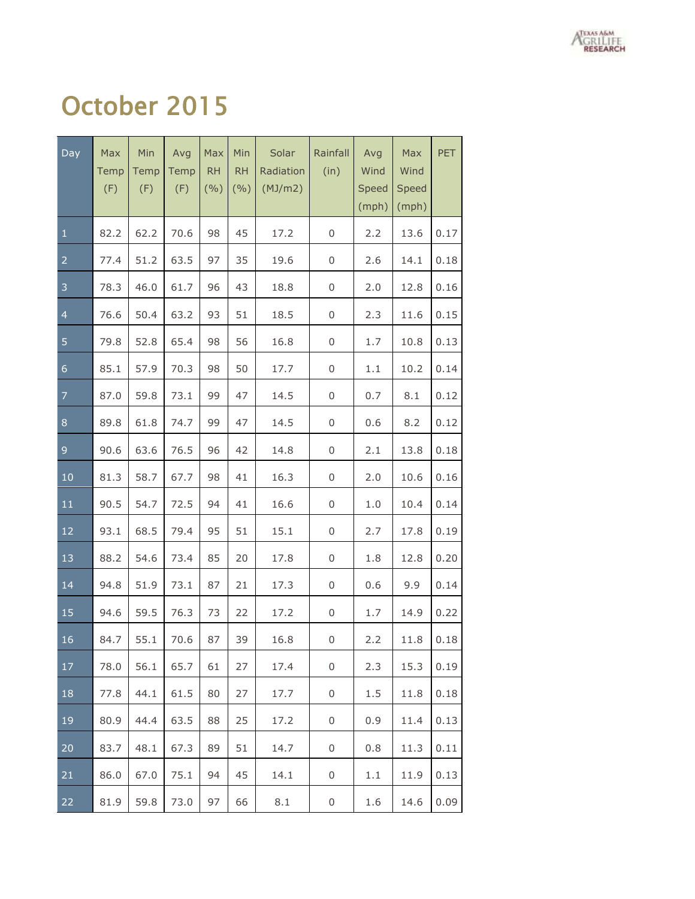# October 2015

| Day | Max Temp (F) | Min Temp (F) | Avg Temp (F) | Max RH (%) | Min RH (%) | Solar Radiation (MJ/m2) | Rainfall (in) | Avg Wind Speed (mph) | Max Wind Speed (mph) | PET |
|---|---|---|---|---|---|---|---|---|---|---|
| 1 | 82.2 | 62.2 | 70.6 | 98 | 45 | 17.2 | 0 | 2.2 | 13.6 | 0.17 |
| 2 | 77.4 | 51.2 | 63.5 | 97 | 35 | 19.6 | 0 | 2.6 | 14.1 | 0.18 |
| 3 | 78.3 | 46.0 | 61.7 | 96 | 43 | 18.8 | 0 | 2.0 | 12.8 | 0.16 |
| 4 | 76.6 | 50.4 | 63.2 | 93 | 51 | 18.5 | 0 | 2.3 | 11.6 | 0.15 |
| 5 | 79.8 | 52.8 | 65.4 | 98 | 56 | 16.8 | 0 | 1.7 | 10.8 | 0.13 |
| 6 | 85.1 | 57.9 | 70.3 | 98 | 50 | 17.7 | 0 | 1.1 | 10.2 | 0.14 |
| 7 | 87.0 | 59.8 | 73.1 | 99 | 47 | 14.5 | 0 | 0.7 | 8.1 | 0.12 |
| 8 | 89.8 | 61.8 | 74.7 | 99 | 47 | 14.5 | 0 | 0.6 | 8.2 | 0.12 |
| 9 | 90.6 | 63.6 | 76.5 | 96 | 42 | 14.8 | 0 | 2.1 | 13.8 | 0.18 |
| 10 | 81.3 | 58.7 | 67.7 | 98 | 41 | 16.3 | 0 | 2.0 | 10.6 | 0.16 |
| 11 | 90.5 | 54.7 | 72.5 | 94 | 41 | 16.6 | 0 | 1.0 | 10.4 | 0.14 |
| 12 | 93.1 | 68.5 | 79.4 | 95 | 51 | 15.1 | 0 | 2.7 | 17.8 | 0.19 |
| 13 | 88.2 | 54.6 | 73.4 | 85 | 20 | 17.8 | 0 | 1.8 | 12.8 | 0.20 |
| 14 | 94.8 | 51.9 | 73.1 | 87 | 21 | 17.3 | 0 | 0.6 | 9.9 | 0.14 |
| 15 | 94.6 | 59.5 | 76.3 | 73 | 22 | 17.2 | 0 | 1.7 | 14.9 | 0.22 |
| 16 | 84.7 | 55.1 | 70.6 | 87 | 39 | 16.8 | 0 | 2.2 | 11.8 | 0.18 |
| 17 | 78.0 | 56.1 | 65.7 | 61 | 27 | 17.4 | 0 | 2.3 | 15.3 | 0.19 |
| 18 | 77.8 | 44.1 | 61.5 | 80 | 27 | 17.7 | 0 | 1.5 | 11.8 | 0.18 |
| 19 | 80.9 | 44.4 | 63.5 | 88 | 25 | 17.2 | 0 | 0.9 | 11.4 | 0.13 |
| 20 | 83.7 | 48.1 | 67.3 | 89 | 51 | 14.7 | 0 | 0.8 | 11.3 | 0.11 |
| 21 | 86.0 | 67.0 | 75.1 | 94 | 45 | 14.1 | 0 | 1.1 | 11.9 | 0.13 |
| 22 | 81.9 | 59.8 | 73.0 | 97 | 66 | 8.1 | 0 | 1.6 | 14.6 | 0.09 |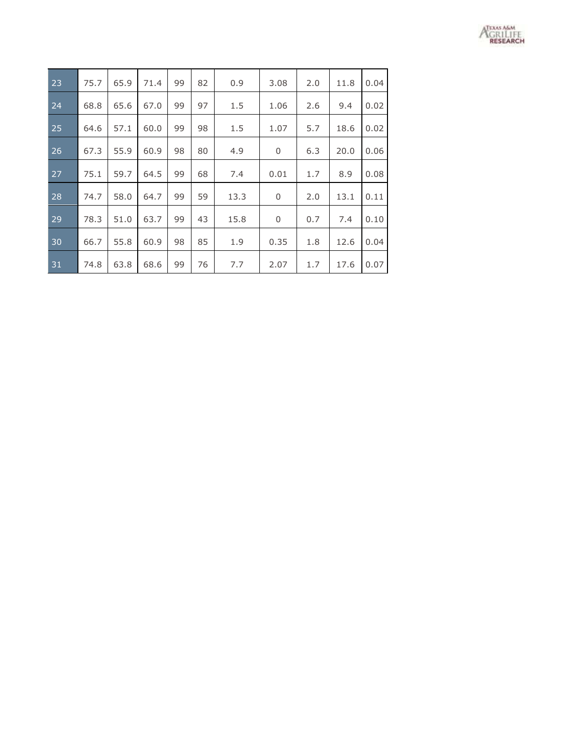| | | | | | | | | | | |
|---|---|---|---|---|---|---|---|---|---|---|
| 23 | 75.7 | 65.9 | 71.4 | 99 | 82 | 0.9 | 3.08 | 2.0 | 11.8 | 0.04 |
| 24 | 68.8 | 65.6 | 67.0 | 99 | 97 | 1.5 | 1.06 | 2.6 | 9.4 | 0.02 |
| 25 | 64.6 | 57.1 | 60.0 | 99 | 98 | 1.5 | 1.07 | 5.7 | 18.6 | 0.02 |
| 26 | 67.3 | 55.9 | 60.9 | 98 | 80 | 4.9 | 0 | 6.3 | 20.0 | 0.06 |
| 27 | 75.1 | 59.7 | 64.5 | 99 | 68 | 7.4 | 0.01 | 1.7 | 8.9 | 0.08 |
| 28 | 74.7 | 58.0 | 64.7 | 99 | 59 | 13.3 | 0 | 2.0 | 13.1 | 0.11 |
| 29 | 78.3 | 51.0 | 63.7 | 99 | 43 | 15.8 | 0 | 0.7 | 7.4 | 0.10 |
| 30 | 66.7 | 55.8 | 60.9 | 98 | 85 | 1.9 | 0.35 | 1.8 | 12.6 | 0.04 |
| 31 | 74.8 | 63.8 | 68.6 | 99 | 76 | 7.7 | 2.07 | 1.7 | 17.6 | 0.07 |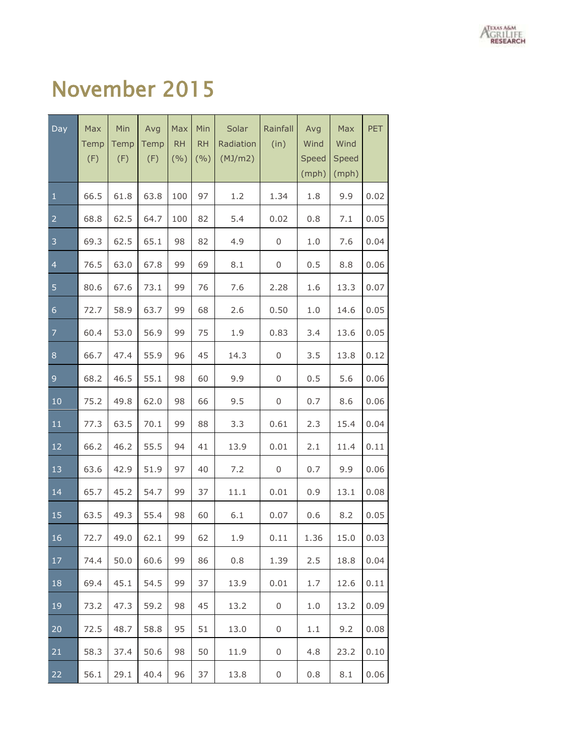# November 2015

| Day | Max Temp (F) | Min Temp (F) | Avg Temp (F) | Max RH (%) | Min RH (%) | Solar Radiation (MJ/m2) | Rainfall (in) | Avg Wind Speed (mph) | Max Wind Speed (mph) | PET |
|---|---|---|---|---|---|---|---|---|---|---|
| 1 | 66.5 | 61.8 | 63.8 | 100 | 97 | 1.2 | 1.34 | 1.8 | 9.9 | 0.02 |
| 2 | 68.8 | 62.5 | 64.7 | 100 | 82 | 5.4 | 0.02 | 0.8 | 7.1 | 0.05 |
| 3 | 69.3 | 62.5 | 65.1 | 98 | 82 | 4.9 | 0 | 1.0 | 7.6 | 0.04 |
| 4 | 76.5 | 63.0 | 67.8 | 99 | 69 | 8.1 | 0 | 0.5 | 8.8 | 0.06 |
| 5 | 80.6 | 67.6 | 73.1 | 99 | 76 | 7.6 | 2.28 | 1.6 | 13.3 | 0.07 |
| 6 | 72.7 | 58.9 | 63.7 | 99 | 68 | 2.6 | 0.50 | 1.0 | 14.6 | 0.05 |
| 7 | 60.4 | 53.0 | 56.9 | 99 | 75 | 1.9 | 0.83 | 3.4 | 13.6 | 0.05 |
| 8 | 66.7 | 47.4 | 55.9 | 96 | 45 | 14.3 | 0 | 3.5 | 13.8 | 0.12 |
| 9 | 68.2 | 46.5 | 55.1 | 98 | 60 | 9.9 | 0 | 0.5 | 5.6 | 0.06 |
| 10 | 75.2 | 49.8 | 62.0 | 98 | 66 | 9.5 | 0 | 0.7 | 8.6 | 0.06 |
| 11 | 77.3 | 63.5 | 70.1 | 99 | 88 | 3.3 | 0.61 | 2.3 | 15.4 | 0.04 |
| 12 | 66.2 | 46.2 | 55.5 | 94 | 41 | 13.9 | 0.01 | 2.1 | 11.4 | 0.11 |
| 13 | 63.6 | 42.9 | 51.9 | 97 | 40 | 7.2 | 0 | 0.7 | 9.9 | 0.06 |
| 14 | 65.7 | 45.2 | 54.7 | 99 | 37 | 11.1 | 0.01 | 0.9 | 13.1 | 0.08 |
| 15 | 63.5 | 49.3 | 55.4 | 98 | 60 | 6.1 | 0.07 | 0.6 | 8.2 | 0.05 |
| 16 | 72.7 | 49.0 | 62.1 | 99 | 62 | 1.9 | 0.11 | 1.36 | 15.0 | 0.03 |
| 17 | 74.4 | 50.0 | 60.6 | 99 | 86 | 0.8 | 1.39 | 2.5 | 18.8 | 0.04 |
| 18 | 69.4 | 45.1 | 54.5 | 99 | 37 | 13.9 | 0.01 | 1.7 | 12.6 | 0.11 |
| 19 | 73.2 | 47.3 | 59.2 | 98 | 45 | 13.2 | 0 | 1.0 | 13.2 | 0.09 |
| 20 | 72.5 | 48.7 | 58.8 | 95 | 51 | 13.0 | 0 | 1.1 | 9.2 | 0.08 |
| 21 | 58.3 | 37.4 | 50.6 | 98 | 50 | 11.9 | 0 | 4.8 | 23.2 | 0.10 |
| 22 | 56.1 | 29.1 | 40.4 | 96 | 37 | 13.8 | 0 | 0.8 | 8.1 | 0.06 |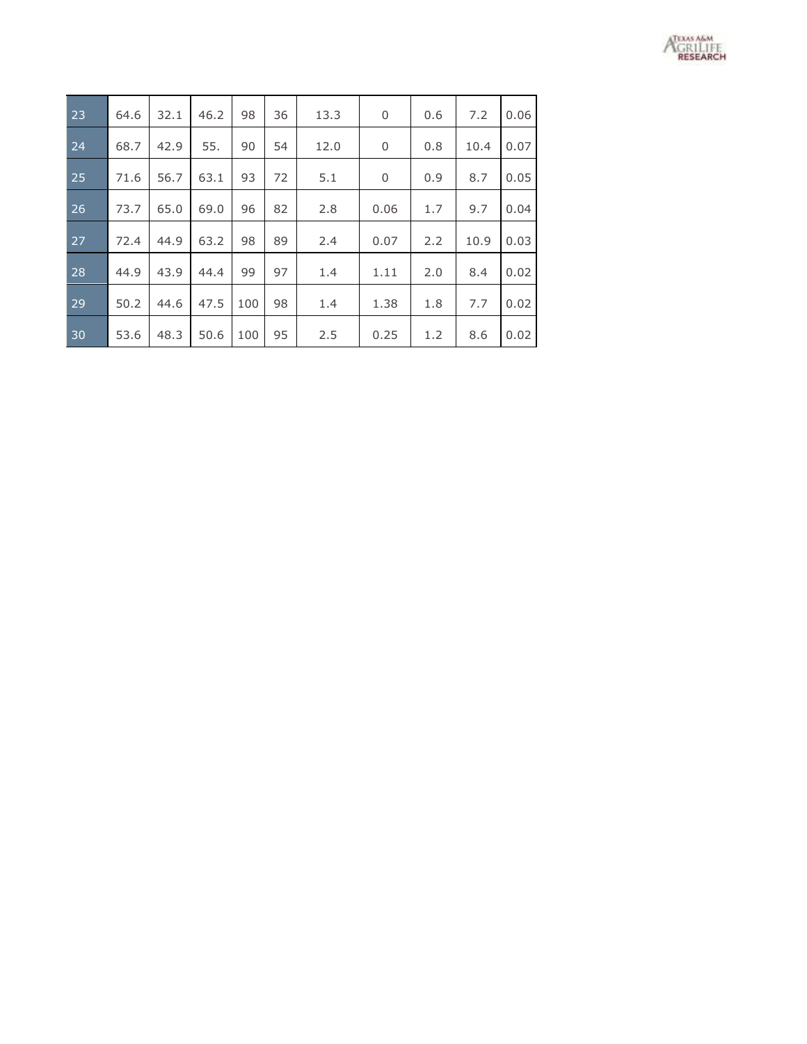| | | | | | | | | | | |
|---|---|---|---|---|---|---|---|---|---|---|
| 23 | 64.6 | 32.1 | 46.2 | 98 | 36 | 13.3 | 0 | 0.6 | 7.2 | 0.06 |
| 24 | 68.7 | 42.9 | 55. | 90 | 54 | 12.0 | 0 | 0.8 | 10.4 | 0.07 |
| 25 | 71.6 | 56.7 | 63.1 | 93 | 72 | 5.1 | 0 | 0.9 | 8.7 | 0.05 |
| 26 | 73.7 | 65.0 | 69.0 | 96 | 82 | 2.8 | 0.06 | 1.7 | 9.7 | 0.04 |
| 27 | 72.4 | 44.9 | 63.2 | 98 | 89 | 2.4 | 0.07 | 2.2 | 10.9 | 0.03 |
| 28 | 44.9 | 43.9 | 44.4 | 99 | 97 | 1.4 | 1.11 | 2.0 | 8.4 | 0.02 |
| 29 | 50.2 | 44.6 | 47.5 | 100 | 98 | 1.4 | 1.38 | 1.8 | 7.7 | 0.02 |
| 30 | 53.6 | 48.3 | 50.6 | 100 | 95 | 2.5 | 0.25 | 1.2 | 8.6 | 0.02 |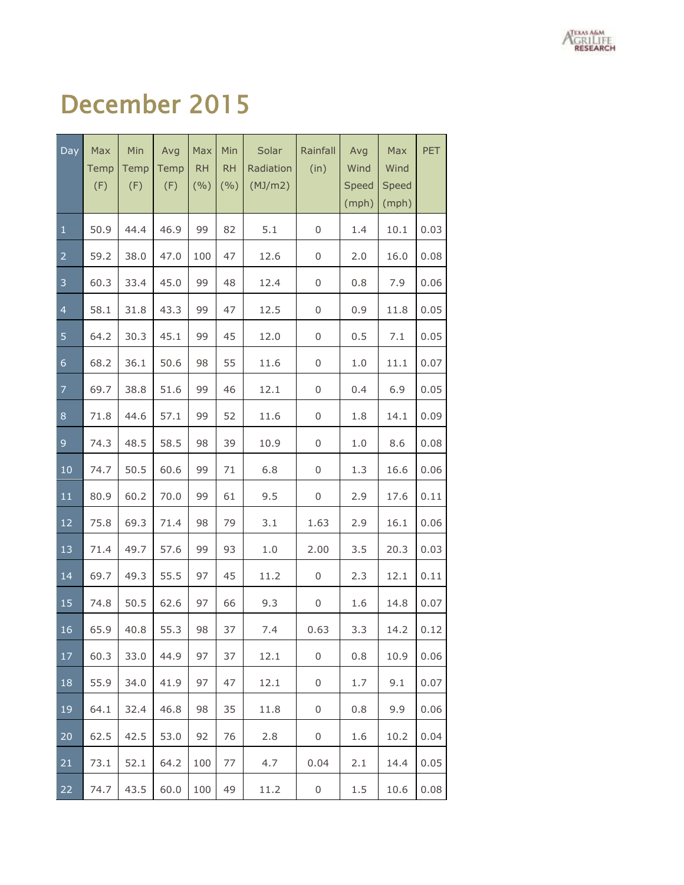# December 2015

| Day | Max Temp (F) | Min Temp (F) | Avg Temp (F) | Max RH (%) | Min RH (%) | Solar Radiation (MJ/m2) | Rainfall (in) | Avg Wind Speed (mph) | Max Wind Speed (mph) | PET |
|---|---|---|---|---|---|---|---|---|---|---|
| 1 | 50.9 | 44.4 | 46.9 | 99 | 82 | 5.1 | 0 | 1.4 | 10.1 | 0.03 |
| 2 | 59.2 | 38.0 | 47.0 | 100 | 47 | 12.6 | 0 | 2.0 | 16.0 | 0.08 |
| 3 | 60.3 | 33.4 | 45.0 | 99 | 48 | 12.4 | 0 | 0.8 | 7.9 | 0.06 |
| 4 | 58.1 | 31.8 | 43.3 | 99 | 47 | 12.5 | 0 | 0.9 | 11.8 | 0.05 |
| 5 | 64.2 | 30.3 | 45.1 | 99 | 45 | 12.0 | 0 | 0.5 | 7.1 | 0.05 |
| 6 | 68.2 | 36.1 | 50.6 | 98 | 55 | 11.6 | 0 | 1.0 | 11.1 | 0.07 |
| 7 | 69.7 | 38.8 | 51.6 | 99 | 46 | 12.1 | 0 | 0.4 | 6.9 | 0.05 |
| 8 | 71.8 | 44.6 | 57.1 | 99 | 52 | 11.6 | 0 | 1.8 | 14.1 | 0.09 |
| 9 | 74.3 | 48.5 | 58.5 | 98 | 39 | 10.9 | 0 | 1.0 | 8.6 | 0.08 |
| 10 | 74.7 | 50.5 | 60.6 | 99 | 71 | 6.8 | 0 | 1.3 | 16.6 | 0.06 |
| 11 | 80.9 | 60.2 | 70.0 | 99 | 61 | 9.5 | 0 | 2.9 | 17.6 | 0.11 |
| 12 | 75.8 | 69.3 | 71.4 | 98 | 79 | 3.1 | 1.63 | 2.9 | 16.1 | 0.06 |
| 13 | 71.4 | 49.7 | 57.6 | 99 | 93 | 1.0 | 2.00 | 3.5 | 20.3 | 0.03 |
| 14 | 69.7 | 49.3 | 55.5 | 97 | 45 | 11.2 | 0 | 2.3 | 12.1 | 0.11 |
| 15 | 74.8 | 50.5 | 62.6 | 97 | 66 | 9.3 | 0 | 1.6 | 14.8 | 0.07 |
| 16 | 65.9 | 40.8 | 55.3 | 98 | 37 | 7.4 | 0.63 | 3.3 | 14.2 | 0.12 |
| 17 | 60.3 | 33.0 | 44.9 | 97 | 37 | 12.1 | 0 | 0.8 | 10.9 | 0.06 |
| 18 | 55.9 | 34.0 | 41.9 | 97 | 47 | 12.1 | 0 | 1.7 | 9.1 | 0.07 |
| 19 | 64.1 | 32.4 | 46.8 | 98 | 35 | 11.8 | 0 | 0.8 | 9.9 | 0.06 |
| 20 | 62.5 | 42.5 | 53.0 | 92 | 76 | 2.8 | 0 | 1.6 | 10.2 | 0.04 |
| 21 | 73.1 | 52.1 | 64.2 | 100 | 77 | 4.7 | 0.04 | 2.1 | 14.4 | 0.05 |
| 22 | 74.7 | 43.5 | 60.0 | 100 | 49 | 11.2 | 0 | 1.5 | 10.6 | 0.08 |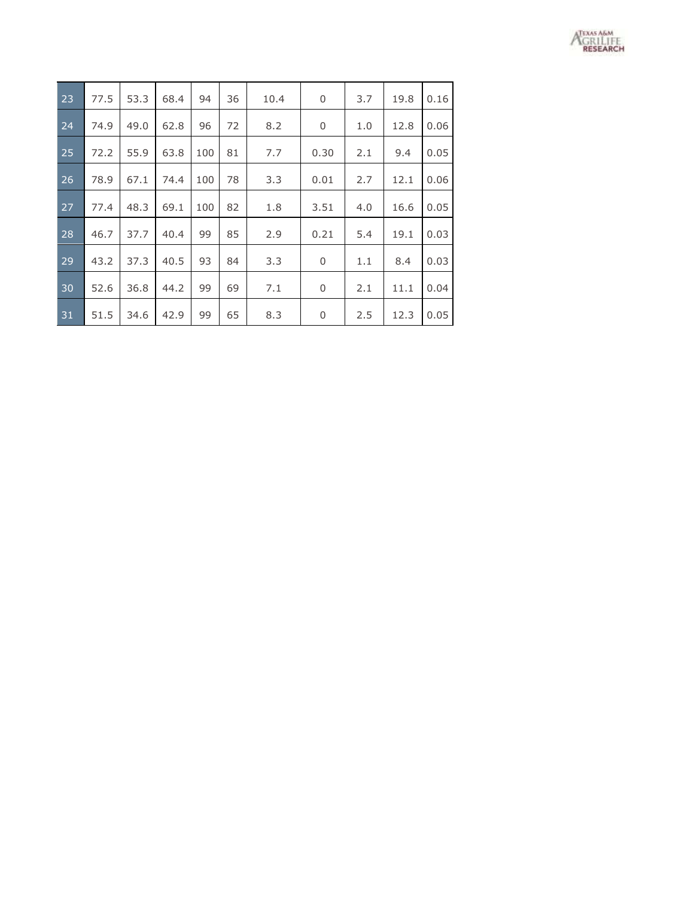| | | | | | | | | | | |
|---|---|---|---|---|---|---|---|---|---|---|
| 23 | 77.5 | 53.3 | 68.4 | 94 | 36 | 10.4 | 0 | 3.7 | 19.8 | 0.16 |
| 24 | 74.9 | 49.0 | 62.8 | 96 | 72 | 8.2 | 0 | 1.0 | 12.8 | 0.06 |
| 25 | 72.2 | 55.9 | 63.8 | 100 | 81 | 7.7 | 0.30 | 2.1 | 9.4 | 0.05 |
| 26 | 78.9 | 67.1 | 74.4 | 100 | 78 | 3.3 | 0.01 | 2.7 | 12.1 | 0.06 |
| 27 | 77.4 | 48.3 | 69.1 | 100 | 82 | 1.8 | 3.51 | 4.0 | 16.6 | 0.05 |
| 28 | 46.7 | 37.7 | 40.4 | 99 | 85 | 2.9 | 0.21 | 5.4 | 19.1 | 0.03 |
| 29 | 43.2 | 37.3 | 40.5 | 93 | 84 | 3.3 | 0 | 1.1 | 8.4 | 0.03 |
| 30 | 52.6 | 36.8 | 44.2 | 99 | 69 | 7.1 | 0 | 2.1 | 11.1 | 0.04 |
| 31 | 51.5 | 34.6 | 42.9 | 99 | 65 | 8.3 | 0 | 2.5 | 12.3 | 0.05 |